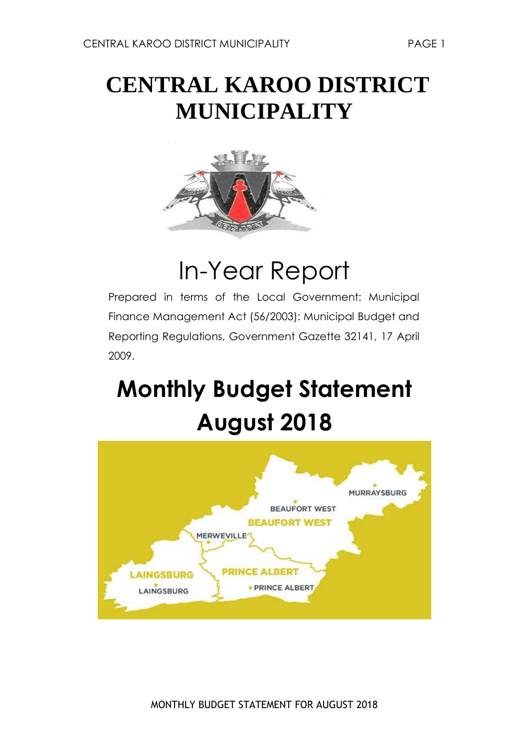# CENTRAL KAROO DISTRICT MUNICIPALITY

# In-Year Report

Prepared in terms of the Local Government: Municipal Finance Management Act (56/2003): Municipal Budget and Reporting Regulations, Government Gazette 32141, 17 April 2009.

# Monthly Budget Statement August 2018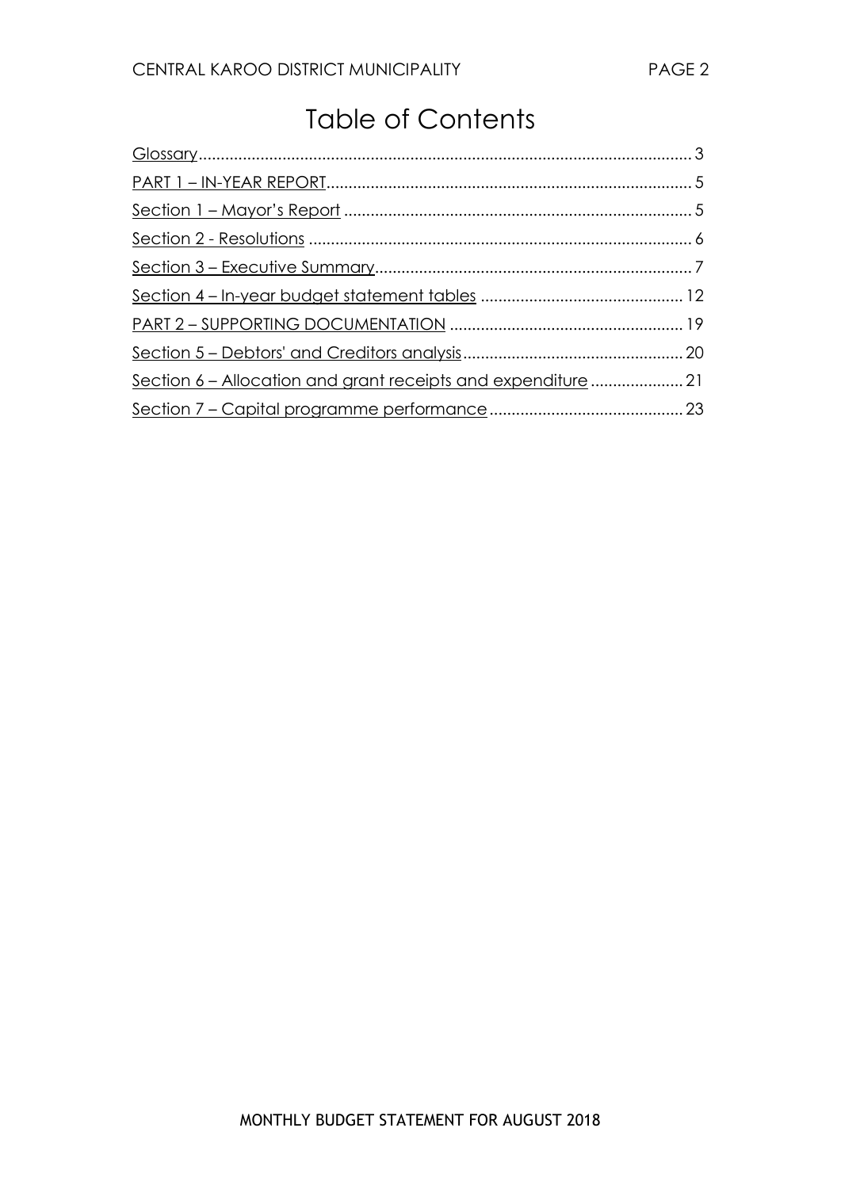# Table of Contents

Glossary........................................................................................................ 3

PART 1 – IN-YEAR REPORT........................................................................... 5

Section 1 – Mayor's Report .............................................................................. 5

Section 2 - Resolutions ...................................................................................... 6

Section 3 – Executive Summary....................................................................... 7

Section 4 – In-year budget statement tables .............................................. 12

PART 2 – SUPPORTING DOCUMENTATION ..................................................... 19

Section 5 – Debtors' and Creditors analysis................................................. 20

Section 6 – Allocation and grant receipts and expenditure ..................... 21

Section 7 – Capital programme performance ............................................ 23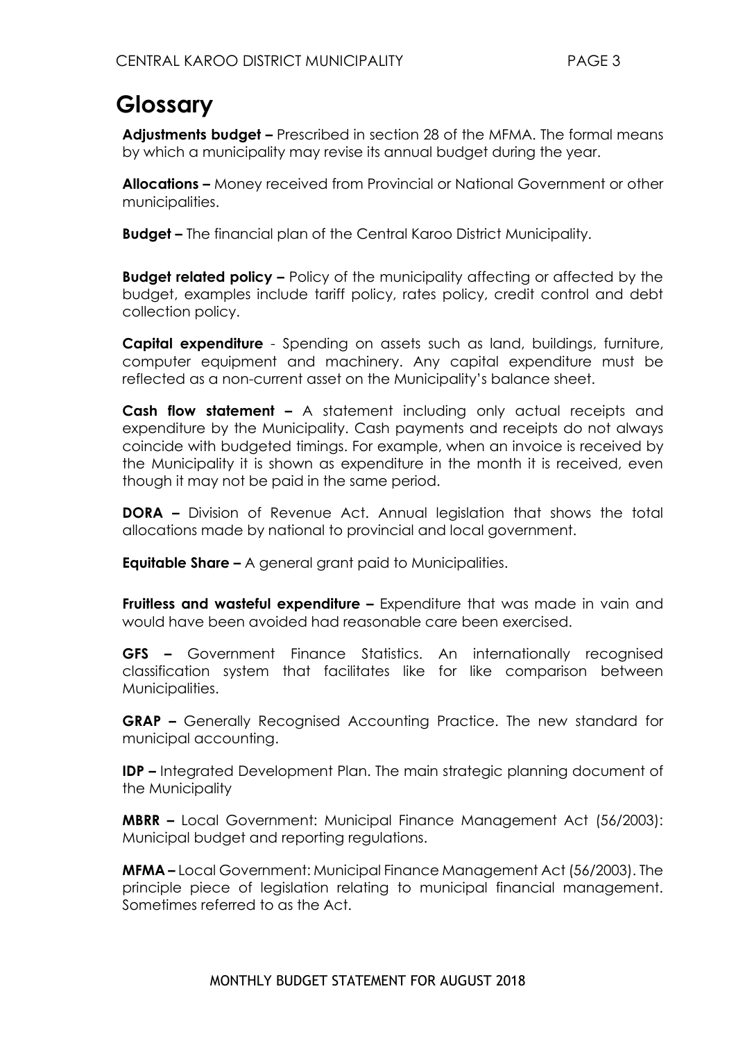# Glossary

**Adjustments budget –** Prescribed in section 28 of the MFMA. The formal means by which a municipality may revise its annual budget during the year.

**Allocations –** Money received from Provincial or National Government or other municipalities.

**Budget –** The financial plan of the Central Karoo District Municipality.

**Budget related policy –** Policy of the municipality affecting or affected by the budget, examples include tariff policy, rates policy, credit control and debt collection policy.

**Capital expenditure** - Spending on assets such as land, buildings, furniture, computer equipment and machinery. Any capital expenditure must be reflected as a non-current asset on the Municipality's balance sheet.

**Cash flow statement –** A statement including only actual receipts and expenditure by the Municipality. Cash payments and receipts do not always coincide with budgeted timings. For example, when an invoice is received by the Municipality it is shown as expenditure in the month it is received, even though it may not be paid in the same period.

**DORA –** Division of Revenue Act. Annual legislation that shows the total allocations made by national to provincial and local government.

**Equitable Share –** A general grant paid to Municipalities.

**Fruitless and wasteful expenditure –** Expenditure that was made in vain and would have been avoided had reasonable care been exercised.

**GFS –** Government Finance Statistics. An internationally recognised classification system that facilitates like for like comparison between Municipalities.

**GRAP –** Generally Recognised Accounting Practice. The new standard for municipal accounting.

**IDP –** Integrated Development Plan. The main strategic planning document of the Municipality

**MBRR –** Local Government: Municipal Finance Management Act (56/2003): Municipal budget and reporting regulations.

**MFMA –** Local Government: Municipal Finance Management Act (56/2003). The principle piece of legislation relating to municipal financial management. Sometimes referred to as the Act.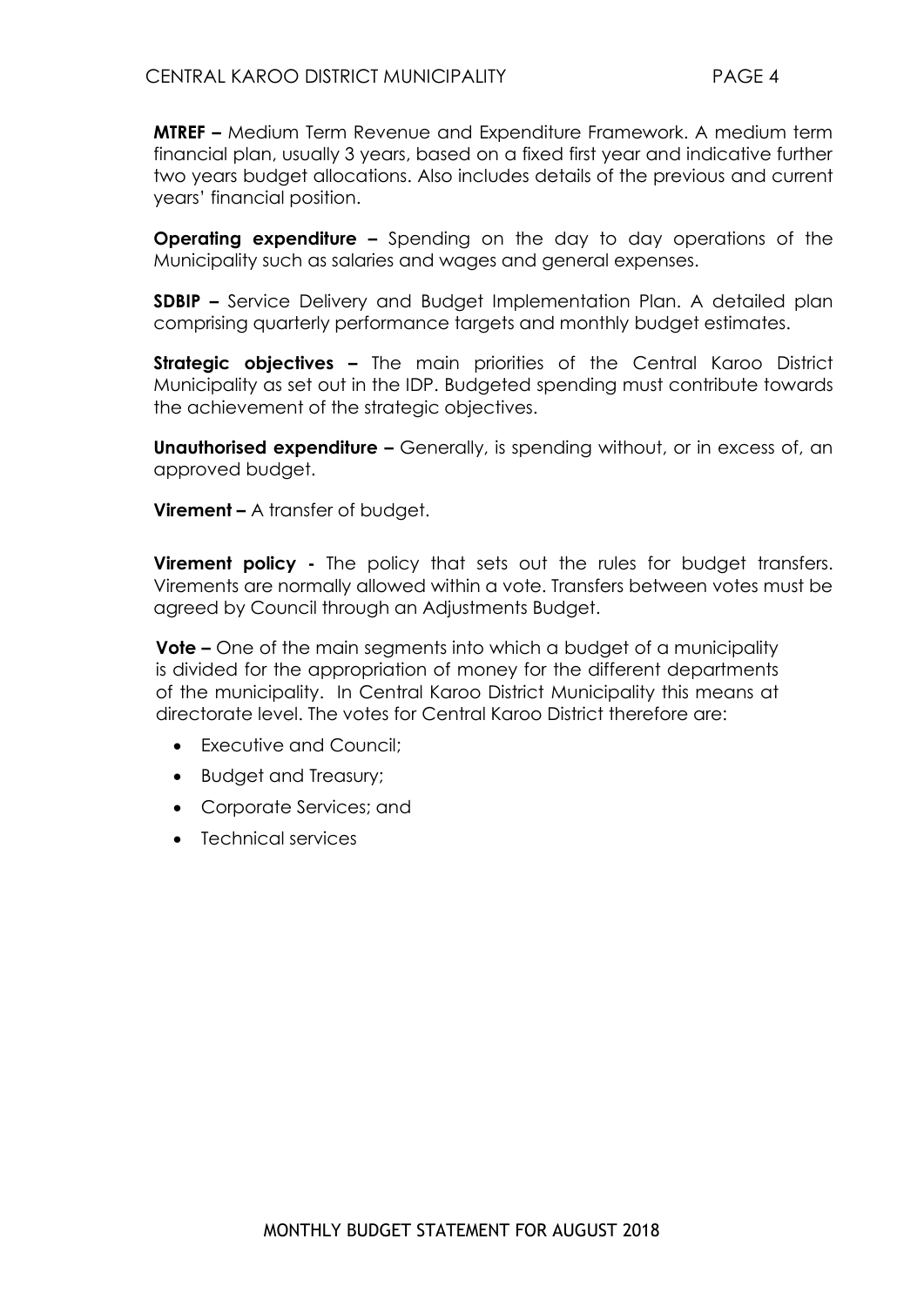**MTREF –** Medium Term Revenue and Expenditure Framework. A medium term financial plan, usually 3 years, based on a fixed first year and indicative further two years budget allocations. Also includes details of the previous and current years' financial position.

**Operating expenditure –** Spending on the day to day operations of the Municipality such as salaries and wages and general expenses.

**SDBIP –** Service Delivery and Budget Implementation Plan. A detailed plan comprising quarterly performance targets and monthly budget estimates.

**Strategic objectives –** The main priorities of the Central Karoo District Municipality as set out in the IDP. Budgeted spending must contribute towards the achievement of the strategic objectives.

**Unauthorised expenditure –** Generally, is spending without, or in excess of, an approved budget.

**Virement –** A transfer of budget.

**Virement policy -** The policy that sets out the rules for budget transfers. Virements are normally allowed within a vote. Transfers between votes must be agreed by Council through an Adjustments Budget.

**Vote –** One of the main segments into which a budget of a municipality is divided for the appropriation of money for the different departments of the municipality. In Central Karoo District Municipality this means at directorate level. The votes for Central Karoo District therefore are:

- Executive and Council;
- Budget and Treasury;
- Corporate Services; and
- Technical services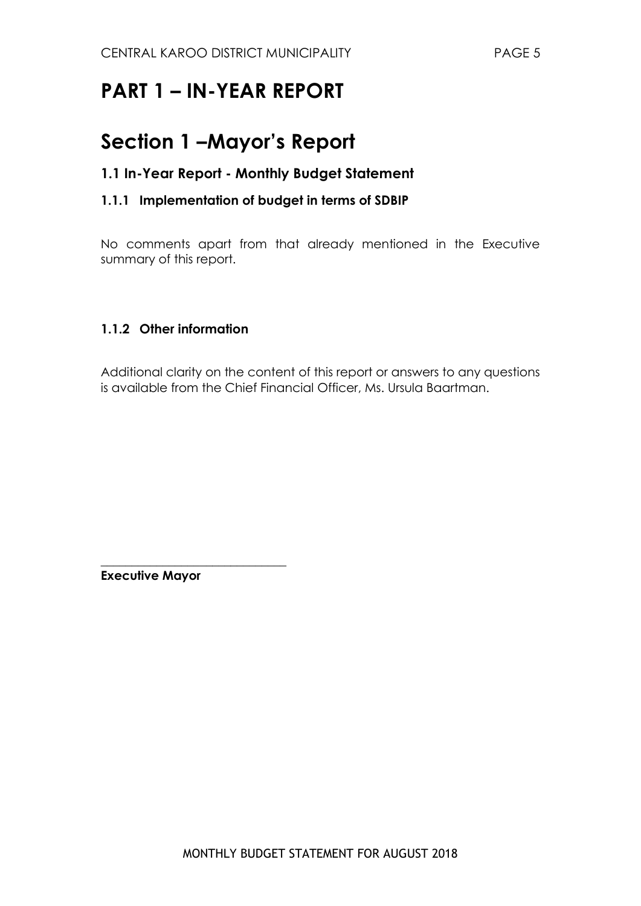# PART 1 – IN-YEAR REPORT

# Section 1 –Mayor's Report

## 1.1 In-Year Report - Monthly Budget Statement

### 1.1.1 Implementation of budget in terms of SDBIP

No comments apart from that already mentioned in the Executive summary of this report.

### 1.1.2 Other information

Additional clarity on the content of this report or answers to any questions is available from the Chief Financial Officer, Ms. Ursula Baartman.

______________________________

**Executive Mayor**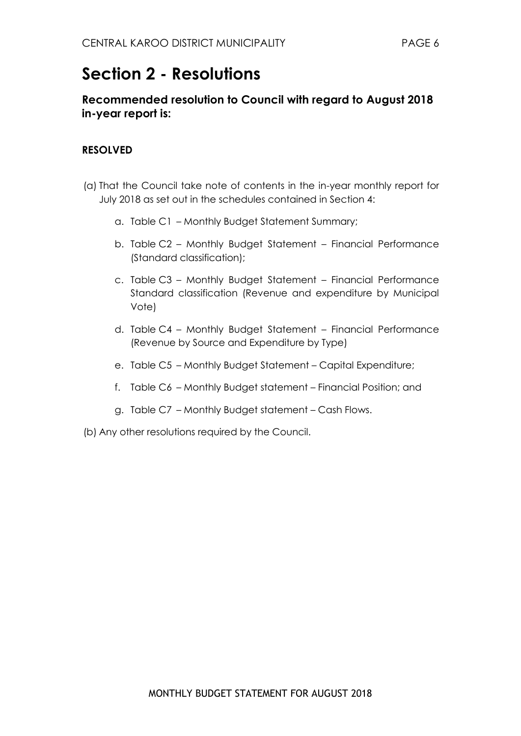# Section 2 - Resolutions

## Recommended resolution to Council with regard to August 2018 in-year report is:

**RESOLVED**

(a) That the Council take note of contents in the in-year monthly report for July 2018 as set out in the schedules contained in Section 4:

   a. Table C1 – Monthly Budget Statement Summary;

   b. Table C2 – Monthly Budget Statement – Financial Performance (Standard classification);

   c. Table C3 – Monthly Budget Statement – Financial Performance Standard classification (Revenue and expenditure by Municipal Vote)

   d. Table C4 – Monthly Budget Statement – Financial Performance (Revenue by Source and Expenditure by Type)

   e. Table C5 – Monthly Budget Statement – Capital Expenditure;

   f. Table C6 – Monthly Budget statement – Financial Position; and

   g. Table C7 – Monthly Budget statement – Cash Flows.

(b) Any other resolutions required by the Council.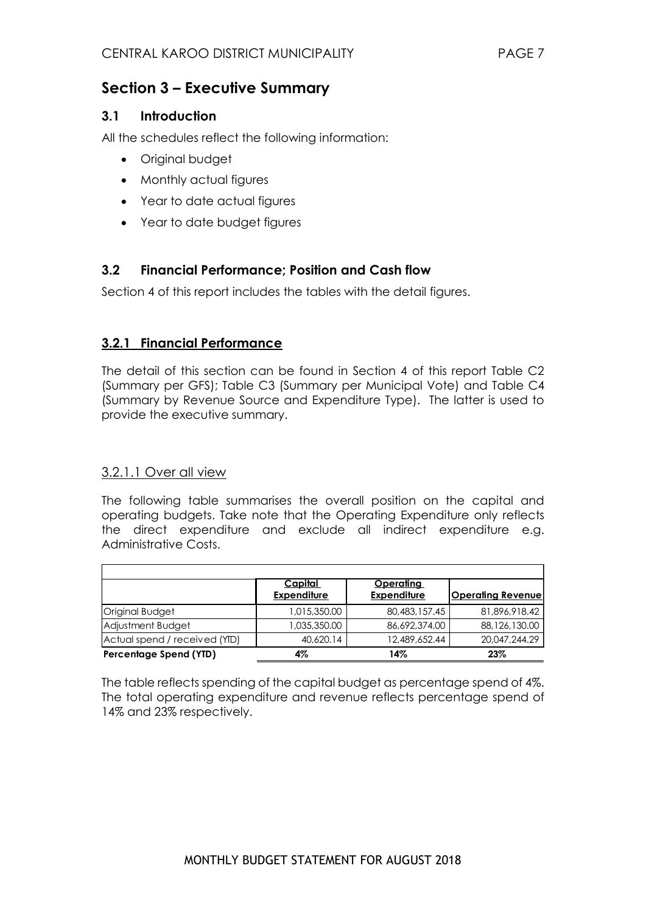## Section 3 – Executive Summary

### 3.1 Introduction

All the schedules reflect the following information:

- Original budget
- Monthly actual figures
- Year to date actual figures
- Year to date budget figures

### 3.2 Financial Performance; Position and Cash flow

Section 4 of this report includes the tables with the detail figures.

### 3.2.1 Financial Performance

The detail of this section can be found in Section 4 of this report Table C2 (Summary per GFS); Table C3 (Summary per Municipal Vote) and Table C4 (Summary by Revenue Source and Expenditure Type). The latter is used to provide the executive summary.

#### 3.2.1.1 Over all view

The following table summarises the overall position on the capital and operating budgets. Take note that the Operating Expenditure only reflects the direct expenditure and exclude all indirect expenditure e.g. Administrative Costs.

| | Capital Expenditure | Operating Expenditure | Operating Revenue |
|---|---|---|---|
| Original Budget | 1,015,350.00 | 80,483,157.45 | 81,896,918.42 |
| Adjustment Budget | 1,035,350.00 | 86,692,374.00 | 88,126,130.00 |
| Actual spend / received (YTD) | 40,620.14 | 12,489,652.44 | 20,047,244.29 |
| **Percentage Spend (YTD)** | **4%** | **14%** | **23%** |

The table reflects spending of the capital budget as percentage spend of 4%. The total operating expenditure and revenue reflects percentage spend of 14% and 23% respectively.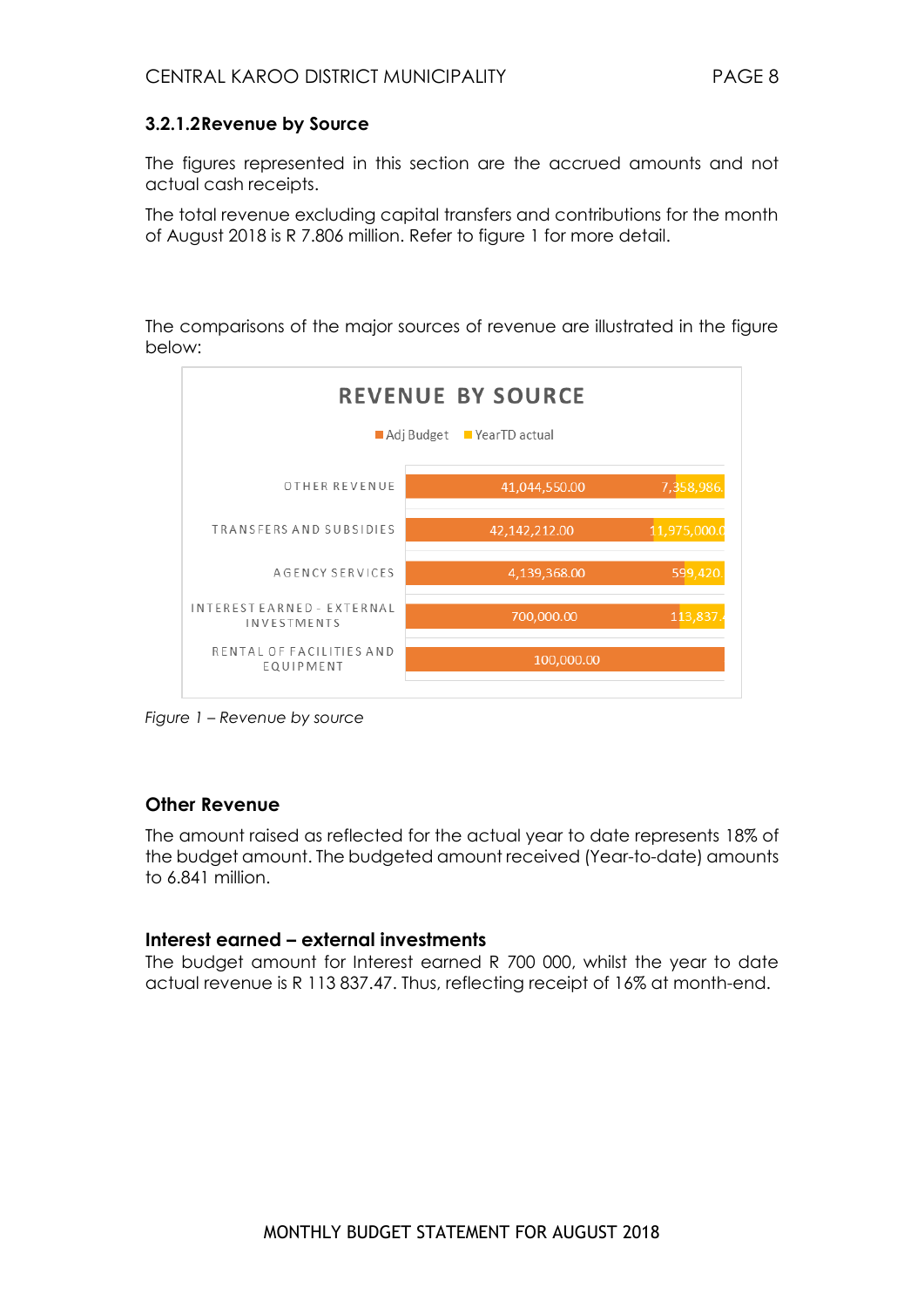### 3.2.1.2 Revenue by Source

The figures represented in this section are the accrued amounts and not actual cash receipts.

The total revenue excluding capital transfers and contributions for the month of August 2018 is R 7.806 million. Refer to figure 1 for more detail.

The comparisons of the major sources of revenue are illustrated in the figure below:

**REVENUE BY SOURCE**

| Source | Adj Budget | YearTD actual |
| --- | --- | --- |
| OTHER REVENUE | 41,044,550.00 | 7,358,986. |
| TRANSFERS AND SUBSIDIES | 42,142,212.00 | 11,975,000.0 |
| AGENCY SERVICES | 4,139,368.00 | 599,420 |
| INTEREST EARNED - EXTERNAL INVESTMENTS | 700,000.00 | 113,837. |
| RENTAL OF FACILITIES AND EQUIPMENT | 100,000.00 | |

*Figure 1 – Revenue by source*

## Other Revenue

The amount raised as reflected for the actual year to date represents 18% of the budget amount. The budgeted amount received (Year-to-date) amounts to 6.841 million.

## Interest earned – external investments

The budget amount for Interest earned R 700 000, whilst the year to date actual revenue is R 113 837.47. Thus, reflecting receipt of 16% at month-end.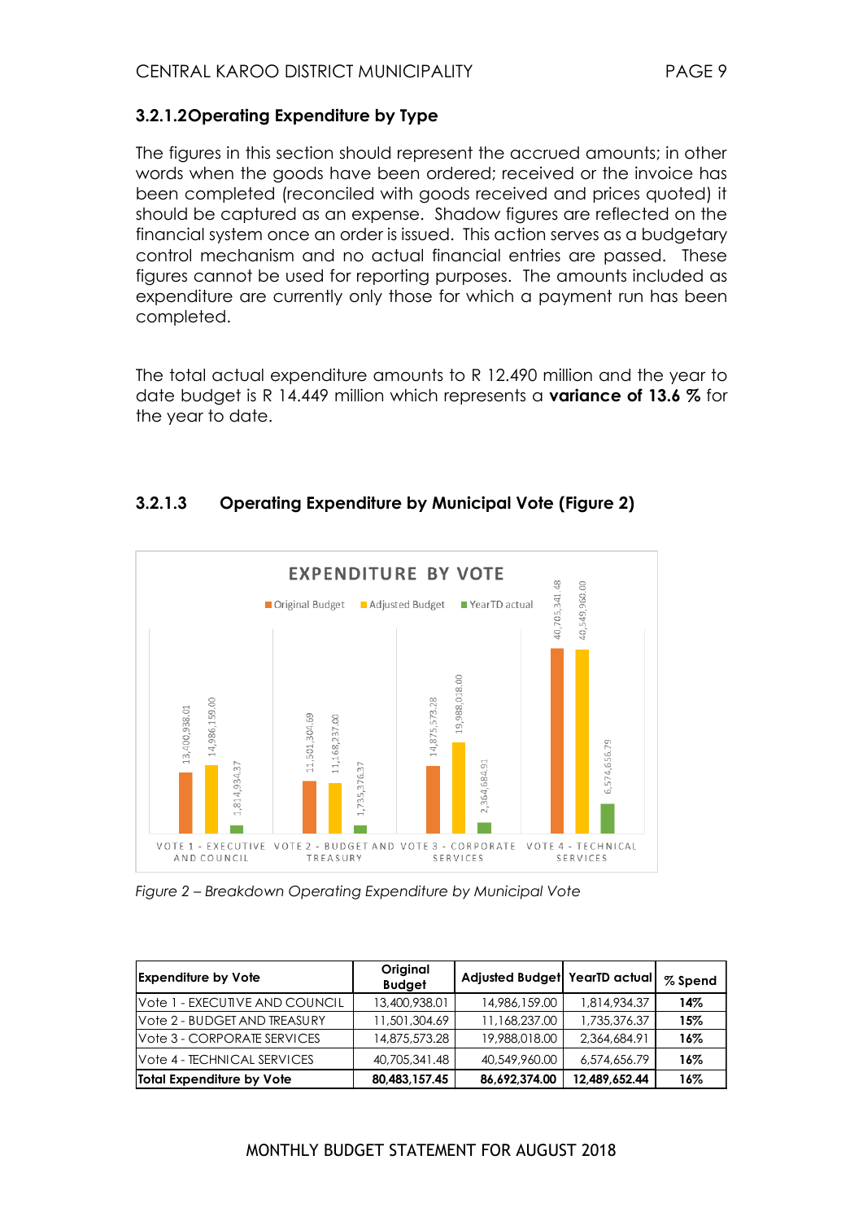### 3.2.1.2 Operating Expenditure by Type

The figures in this section should represent the accrued amounts; in other words when the goods have been ordered; received or the invoice has been completed (reconciled with goods received and prices quoted) it should be captured as an expense. Shadow figures are reflected on the financial system once an order is issued. This action serves as a budgetary control mechanism and no actual financial entries are passed. These figures cannot be used for reporting purposes. The amounts included as expenditure are currently only those for which a payment run has been completed.

The total actual expenditure amounts to R 12.490 million and the year to date budget is R 14.449 million which represents a **variance of 13.6 %** for the year to date.

### 3.2.1.3 Operating Expenditure by Municipal Vote (Figure 2)

EXPENDITURE BY VOTE

Original Budget | Adjusted Budget | YearTD actual

| | Original Budget | Adjusted Budget | YearTD actual |
|---|---|---|---|
| VOTE 1 - EXECUTIVE AND COUNCIL | 13,400,938.01 | 14,986,159.00 | 1,814,934.37 |
| VOTE 2 - BUDGET AND TREASURY | 11,501,304.69 | 11,168,237.00 | 1,735,376.37 |
| VOTE 3 - CORPORATE SERVICES | 14,875,573.28 | 19,988,018.00 | 2,364,684.91 |
| VOTE 4 - TECHNICAL SERVICES | 40,705,341.48 | 40,549,960.00 | 6,574,656.79 |

*Figure 2 – Breakdown Operating Expenditure by Municipal Vote*

| Expenditure by Vote | Original Budget | Adjusted Budget | YearTD actual | % Spend |
|---|---|---|---|---|
| Vote 1 - EXECUTIVE AND COUNCIL | 13,400,938.01 | 14,986,159.00 | 1,814,934.37 | **14%** |
| Vote 2 - BUDGET AND TREASURY | 11,501,304.69 | 11,168,237.00 | 1,735,376.37 | **15%** |
| Vote 3 - CORPORATE SERVICES | 14,875,573.28 | 19,988,018.00 | 2,364,684.91 | **16%** |
| Vote 4 - TECHNICAL SERVICES | 40,705,341.48 | 40,549,960.00 | 6,574,656.79 | **16%** |
| **Total Expenditure by Vote** | **80,483,157.45** | **86,692,374.00** | **12,489,652.44** | **16%** |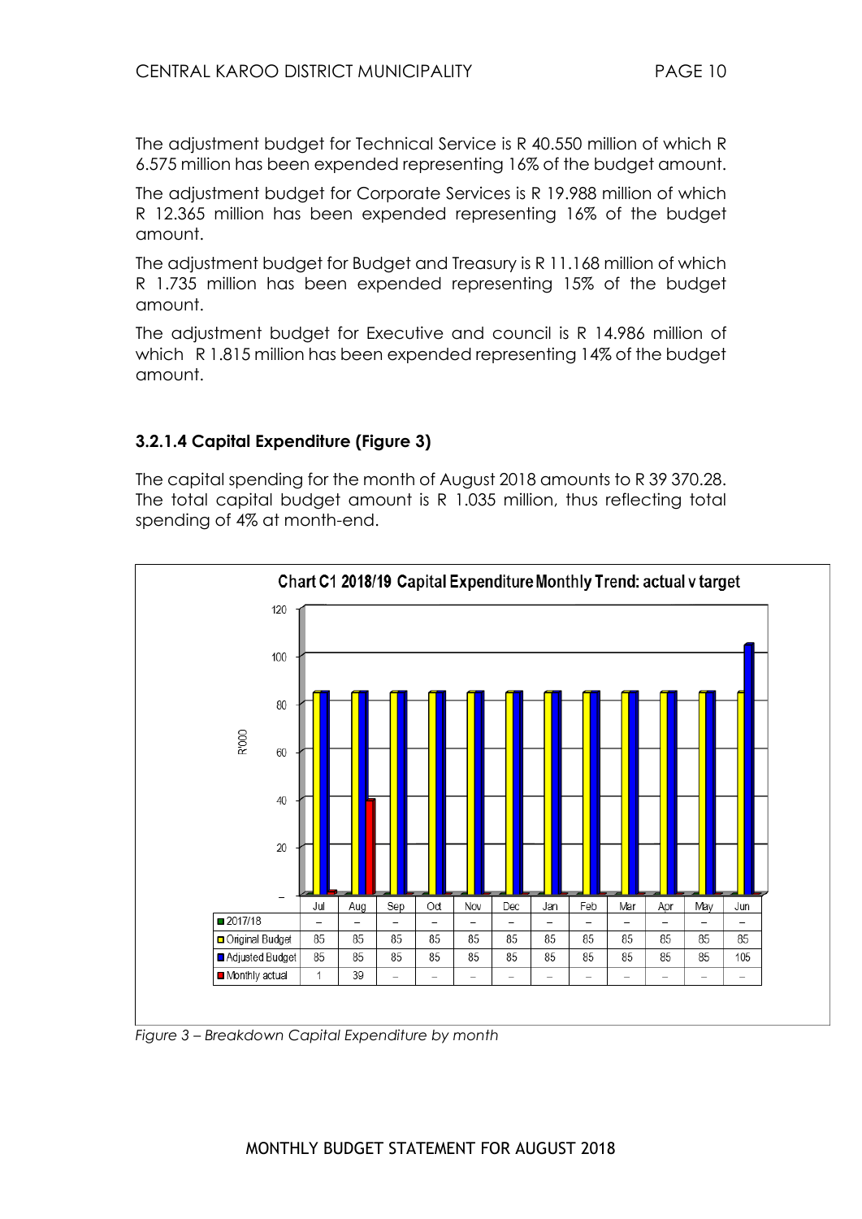The adjustment budget for Technical Service is R 40.550 million of which R 6.575 million has been expended representing 16% of the budget amount.

The adjustment budget for Corporate Services is R 19.988 million of which R 12.365 million has been expended representing 16% of the budget amount.

The adjustment budget for Budget and Treasury is R 11.168 million of which R 1.735 million has been expended representing 15% of the budget amount.

The adjustment budget for Executive and council is R 14.986 million of which R 1.815 million has been expended representing 14% of the budget amount.

### 3.2.1.4 Capital Expenditure (Figure 3)

The capital spending for the month of August 2018 amounts to R 39 370.28. The total capital budget amount is R 1.035 million, thus reflecting total spending of 4% at month-end.

**Chart C1 2018/19 Capital Expenditure Monthly Trend: actual v target**

R'000

| | Jul | Aug | Sep | Oct | Nov | Dec | Jan | Feb | Mar | Apr | May | Jun |
|---|---|---|---|---|---|---|---|---|---|---|---|---|
| 2017/18 | – | – | – | – | – | – | – | – | – | – | – | – |
| Original Budget | 85 | 85 | 85 | 85 | 85 | 85 | 85 | 85 | 85 | 85 | 85 | 85 |
| Adjusted Budget | 85 | 85 | 85 | 85 | 85 | 85 | 85 | 85 | 85 | 85 | 85 | 105 |
| Monthly actual | 1 | 39 | – | – | – | – | – | – | – | – | – | – |

*Figure 3 – Breakdown Capital Expenditure by month*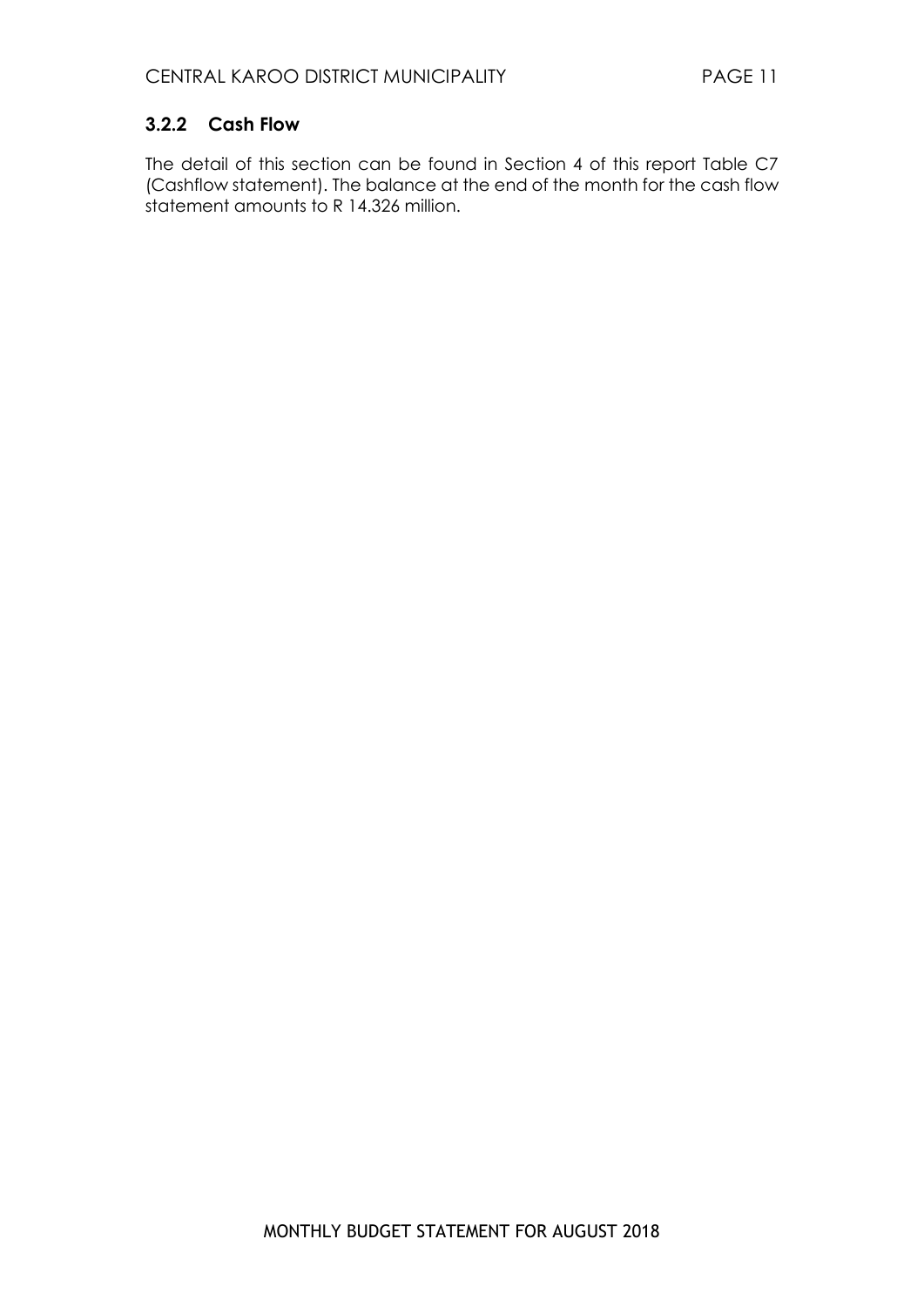### 3.2.2 Cash Flow

The detail of this section can be found in Section 4 of this report Table C7 (Cashflow statement). The balance at the end of the month for the cash flow statement amounts to R 14.326 million.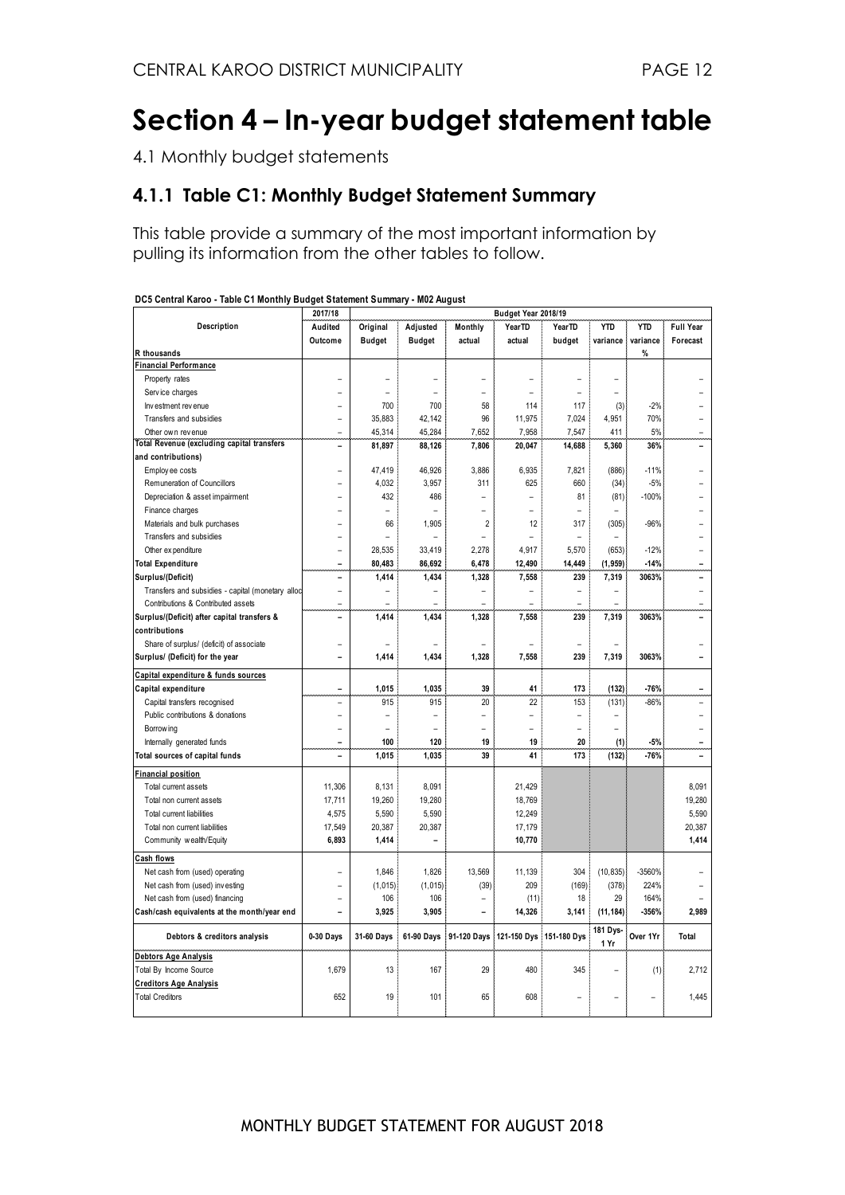# Section 4 – In-year budget statement table

4.1 Monthly budget statements

## 4.1.1 Table C1: Monthly Budget Statement Summary

This table provide a summary of the most important information by pulling its information from the other tables to follow.

**DC5 Central Karoo - Table C1 Monthly Budget Statement Summary - M02 August**

| Description | 2017/18 | Budget Year 2018/19 | | | | | | | |
|---|---|---|---|---|---|---|---|---|---|
| | Audited Outcome | Original Budget | Adjusted Budget | Monthly actual | YearTD actual | YearTD budget | YTD variance | YTD variance | Full Year Forecast |
| R thousands | | | | | | | | % | |
| **Financial Performance** | | | | | | | | | |
| Property rates | – | – | – | – | – | – | – | | – |
| Service charges | – | – | – | – | – | – | – | | – |
| Investment revenue | – | 700 | 700 | 58 | 114 | 117 | (3) | -2% | – |
| Transfers and subsidies | – | 35,883 | 42,142 | 96 | 11,975 | 7,024 | 4,951 | 70% | – |
| Other own revenue | – | 45,314 | 45,284 | 7,652 | 7,958 | 7,547 | 411 | 5% | – |
| **Total Revenue (excluding capital transfers and contributions)** | **–** | **81,897** | **88,126** | **7,806** | **20,047** | **14,688** | **5,360** | **36%** | **–** |
| Employee costs | – | 47,419 | 46,926 | 3,886 | 6,935 | 7,821 | (886) | -11% | – |
| Remuneration of Councillors | – | 4,032 | 3,957 | 311 | 625 | 660 | (34) | -5% | – |
| Depreciation & asset impairment | – | 432 | 486 | – | – | 81 | (81) | -100% | – |
| Finance charges | – | – | – | – | – | – | – | | – |
| Materials and bulk purchases | – | 66 | 1,905 | 2 | 12 | 317 | (305) | -96% | – |
| Transfers and subsidies | – | – | – | – | – | – | – | | – |
| Other expenditure | – | 28,535 | 33,419 | 2,278 | 4,917 | 5,570 | (653) | -12% | – |
| **Total Expenditure** | **–** | **80,483** | **86,692** | **6,478** | **12,490** | **14,449** | **(1,959)** | **-14%** | **–** |
| **Surplus/(Deficit)** | **–** | **1,414** | **1,434** | **1,328** | **7,558** | **239** | **7,319** | **3063%** | **–** |
| Transfers and subsidies - capital (monetary alloc | – | – | – | – | – | – | – | | – |
| Contributions & Contributed assets | – | – | – | – | – | – | – | | – |
| **Surplus/(Deficit) after capital transfers & contributions** | **–** | **1,414** | **1,434** | **1,328** | **7,558** | **239** | **7,319** | **3063%** | **–** |
| Share of surplus/ (deficit) of associate | – | – | – | – | – | – | – | | – |
| **Surplus/ (Deficit) for the year** | **–** | **1,414** | **1,434** | **1,328** | **7,558** | **239** | **7,319** | **3063%** | **–** |
| **Capital expenditure & funds sources** | | | | | | | | | |
| **Capital expenditure** | **–** | **1,015** | **1,035** | **39** | **41** | **173** | **(132)** | **-76%** | **–** |
| Capital transfers recognised | – | 915 | 915 | 20 | 22 | 153 | (131) | -86% | – |
| Public contributions & donations | – | – | – | – | – | – | – | | – |
| Borrowing | – | – | – | – | – | – | – | | – |
| Internally generated funds | – | 100 | 120 | 19 | 19 | 20 | (1) | -5% | – |
| **Total sources of capital funds** | **–** | **1,015** | **1,035** | **39** | **41** | **173** | **(132)** | **-76%** | **–** |
| **Financial position** | | | | | | | | | |
| Total current assets | 11,306 | 8,131 | 8,091 | | 21,429 | | | | 8,091 |
| Total non current assets | 17,711 | 19,260 | 19,280 | | 18,769 | | | | 19,280 |
| Total current liabilities | 4,575 | 5,590 | 5,590 | | 12,249 | | | | 5,590 |
| Total non current liabilities | 17,549 | 20,387 | 20,387 | | 17,179 | | | | 20,387 |
| Community wealth/Equity | **6,893** | **1,414** | **–** | | **10,770** | | | | **1,414** |
| **Cash flows** | | | | | | | | | |
| Net cash from (used) operating | – | 1,846 | 1,826 | 13,569 | 11,139 | 304 | (10,835) | -3560% | – |
| Net cash from (used) investing | – | (1,015) | (1,015) | (39) | 209 | (169) | (378) | 224% | – |
| Net cash from (used) financing | – | 106 | 106 | – | (11) | 18 | 29 | 164% | – |
| **Cash/cash equivalents at the month/year end** | **–** | **3,925** | **3,905** | **–** | **14,326** | **3,141** | **(11,184)** | **-356%** | **2,989** |
| **Debtors & creditors analysis** | **0-30 Days** | **31-60 Days** | **61-90 Days** | **91-120 Days** | **121-150 Dys** | **151-180 Dys** | **181 Dys-1 Yr** | **Over 1Yr** | **Total** |
| **Debtors Age Analysis** | | | | | | | | | |
| Total By Income Source | 1,679 | 13 | 167 | 29 | 480 | 345 | – | (1) | 2,712 |
| **Creditors Age Analysis** | | | | | | | | | |
| Total Creditors | 652 | 19 | 101 | 65 | 608 | – | – | – | 1,445 |

MONTHLY BUDGET STATEMENT FOR AUGUST 2018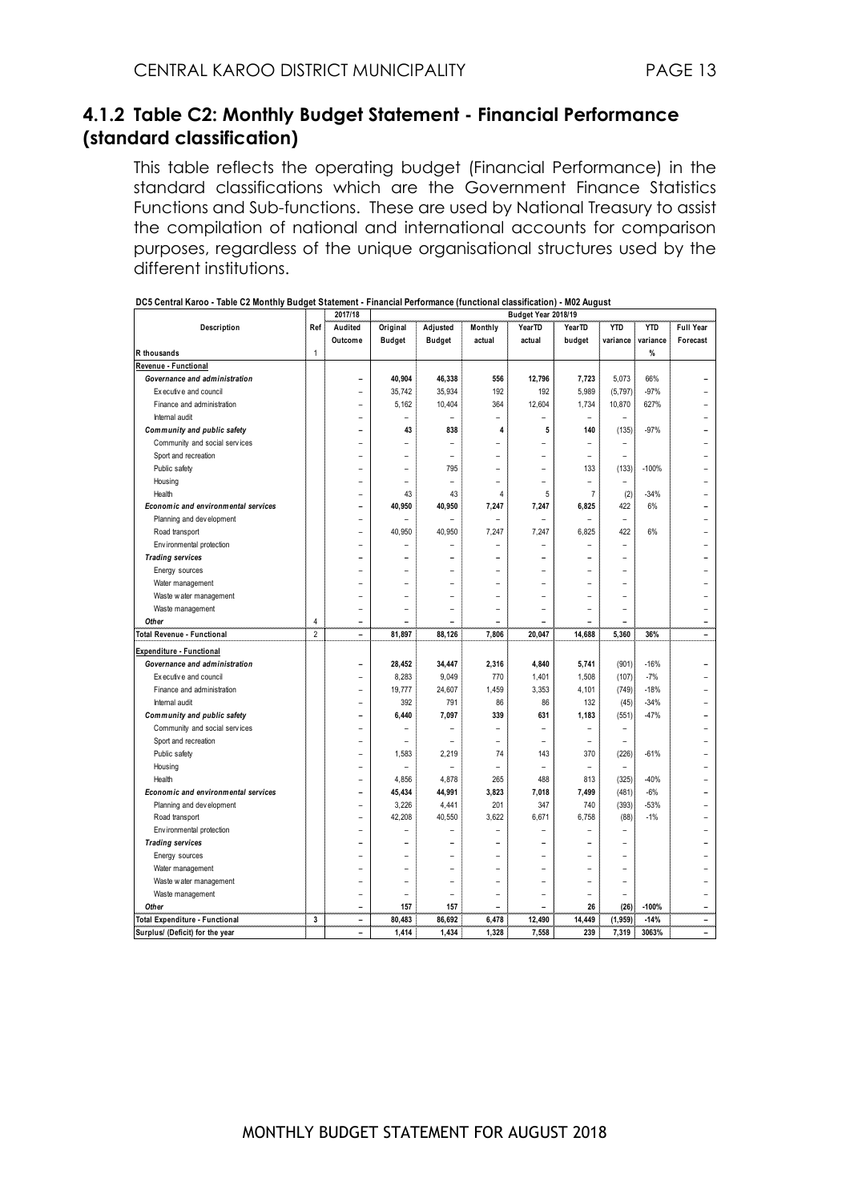## 4.1.2 Table C2: Monthly Budget Statement - Financial Performance (standard classification)

This table reflects the operating budget (Financial Performance) in the standard classifications which are the Government Finance Statistics Functions and Sub-functions. These are used by National Treasury to assist the compilation of national and international accounts for comparison purposes, regardless of the unique organisational structures used by the different institutions.

**DC5 Central Karoo - Table C2 Monthly Budget Statement - Financial Performance (functional classification) - M02 August**

| Description | Ref | 2017/18 | Budget Year 2018/19 | | | | | | | |
|---|---|---|---|---|---|---|---|---|---|---|
| | | Audited Outcome | Original Budget | Adjusted Budget | Monthly actual | YearTD actual | YearTD budget | YTD variance | YTD variance | Full Year Forecast |
| R thousands | 1 | | | | | | | | % | |
| **Revenue - Functional** | | | | | | | | | | |
| ***Governance and administration*** | | – | 40,904 | 46,338 | 556 | 12,796 | 7,723 | 5,073 | 66% | – |
| Executive and council | | – | 35,742 | 35,934 | 192 | 192 | 5,989 | (5,797) | -97% | – |
| Finance and administration | | – | 5,162 | 10,404 | 364 | 12,604 | 1,734 | 10,870 | 627% | – |
| Internal audit | | – | – | – | – | – | – | – | | – |
| ***Community and public safety*** | | – | 43 | 838 | 4 | 5 | 140 | (135) | -97% | – |
| Community and social services | | – | – | – | – | – | – | – | | – |
| Sport and recreation | | – | – | – | – | – | – | – | | – |
| Public safety | | – | – | 795 | – | – | 133 | (133) | -100% | – |
| Housing | | – | – | – | – | – | – | – | | – |
| Health | | – | 43 | 43 | 4 | 5 | 7 | (2) | -34% | – |
| ***Economic and environmental services*** | | – | 40,950 | 40,950 | 7,247 | 7,247 | 6,825 | 422 | 6% | – |
| Planning and development | | – | – | – | – | – | – | – | | – |
| Road transport | | – | 40,950 | 40,950 | 7,247 | 7,247 | 6,825 | 422 | 6% | – |
| Environmental protection | | – | – | – | – | – | – | – | | – |
| ***Trading services*** | | – | – | – | – | – | – | – | | – |
| Energy sources | | – | – | – | – | – | – | – | | – |
| Water management | | – | – | – | – | – | – | – | | – |
| Waste water management | | – | – | – | – | – | – | – | | – |
| Waste management | | – | – | – | – | – | – | – | | – |
| ***Other*** | 4 | – | – | – | – | – | – | – | | – |
| **Total Revenue - Functional** | 2 | – | 81,897 | 88,126 | 7,806 | 20,047 | 14,688 | 5,360 | 36% | – |
| **Expenditure - Functional** | | | | | | | | | | |
| ***Governance and administration*** | | – | 28,452 | 34,447 | 2,316 | 4,840 | 5,741 | (901) | -16% | – |
| Executive and council | | – | 8,283 | 9,049 | 770 | 1,401 | 1,508 | (107) | -7% | – |
| Finance and administration | | – | 19,777 | 24,607 | 1,459 | 3,353 | 4,101 | (749) | -18% | – |
| Internal audit | | – | 392 | 791 | 86 | 86 | 132 | (45) | -34% | – |
| ***Community and public safety*** | | – | 6,440 | 7,097 | 339 | 631 | 1,183 | (551) | -47% | – |
| Community and social services | | – | – | – | – | – | – | – | | – |
| Sport and recreation | | – | – | – | – | – | – | – | | – |
| Public safety | | – | 1,583 | 2,219 | 74 | 143 | 370 | (226) | -61% | – |
| Housing | | – | – | – | – | – | – | – | | – |
| Health | | – | 4,856 | 4,878 | 265 | 488 | 813 | (325) | -40% | – |
| ***Economic and environmental services*** | | – | 45,434 | 44,991 | 3,823 | 7,018 | 7,499 | (481) | -6% | – |
| Planning and development | | – | 3,226 | 4,441 | 201 | 347 | 740 | (393) | -53% | – |
| Road transport | | – | 42,208 | 40,550 | 3,622 | 6,671 | 6,758 | (88) | -1% | – |
| Environmental protection | | – | – | – | – | – | – | – | | – |
| ***Trading services*** | | – | – | – | – | – | – | – | | – |
| Energy sources | | – | – | – | – | – | – | – | | – |
| Water management | | – | – | – | – | – | – | – | | – |
| Waste water management | | – | – | – | – | – | – | – | | – |
| Waste management | | – | – | – | – | – | – | – | | – |
| ***Other*** | | – | 157 | 157 | – | – | 26 | (26) | -100% | – |
| **Total Expenditure - Functional** | 3 | – | 80,483 | 86,692 | 6,478 | 12,490 | 14,449 | (1,959) | -14% | – |
| **Surplus/ (Deficit) for the year** | | – | 1,414 | 1,434 | 1,328 | 7,558 | 239 | 7,319 | 3063% | – |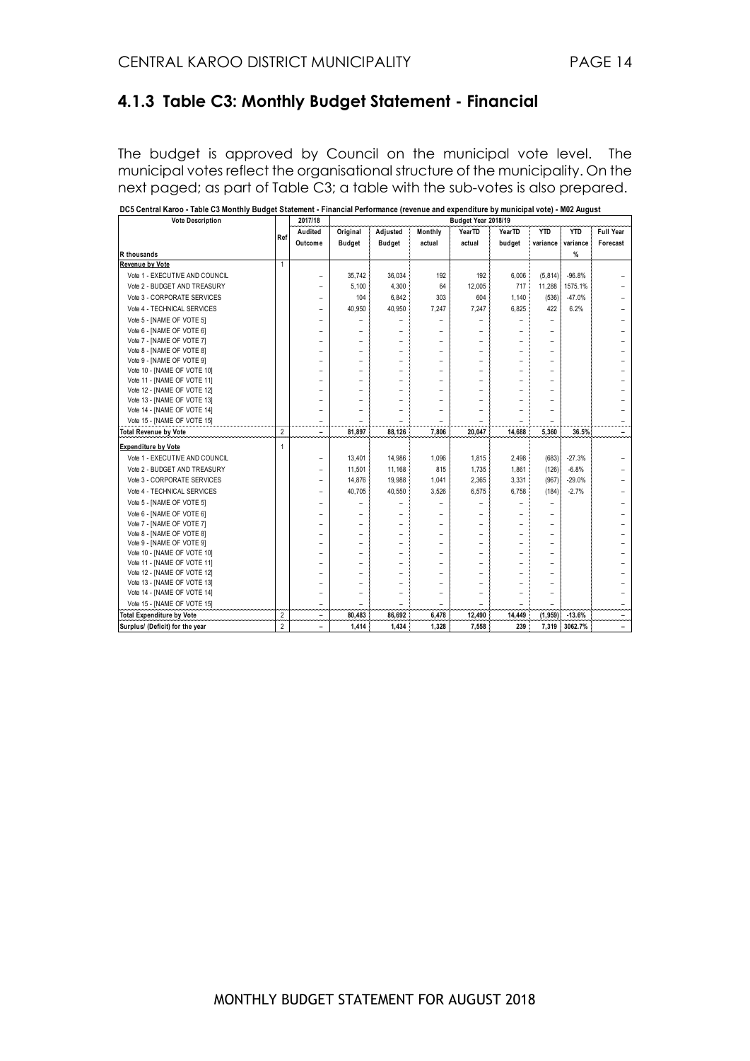## 4.1.3 Table C3: Monthly Budget Statement - Financial

The budget is approved by Council on the municipal vote level. The municipal votes reflect the organisational structure of the municipality. On the next paged; as part of Table C3; a table with the sub-votes is also prepared.

**DC5 Central Karoo - Table C3 Monthly Budget Statement - Financial Performance (revenue and expenditure by municipal vote) - M02 August**

| Vote Description | Ref | 2017/18 | Budget Year 2018/19 | | | | | | | |
|---|---|---|---|---|---|---|---|---|---|---|
| | | Audited Outcome | Original Budget | Adjusted Budget | Monthly actual | YearTD actual | YearTD budget | YTD variance | YTD variance | Full Year Forecast |
| R thousands | | | | | | | | | % | |
| **Revenue by Vote** | 1 | | | | | | | | | |
| Vote 1 - EXECUTIVE AND COUNCIL | | – | 35,742 | 36,034 | 192 | 192 | 6,006 | (5,814) | -96.8% | – |
| Vote 2 - BUDGET AND TREASURY | | – | 5,100 | 4,300 | 64 | 12,005 | 717 | 11,288 | 1575.1% | – |
| Vote 3 - CORPORATE SERVICES | | – | 104 | 6,842 | 303 | 604 | 1,140 | (536) | -47.0% | – |
| Vote 4 - TECHNICAL SERVICES | | – | 40,950 | 40,950 | 7,247 | 7,247 | 6,825 | 422 | 6.2% | – |
| Vote 5 - [NAME OF VOTE 5] | | – | – | – | – | – | – | – | | – |
| Vote 6 - [NAME OF VOTE 6] | | – | – | – | – | – | – | – | | – |
| Vote 7 - [NAME OF VOTE 7] | | – | – | – | – | – | – | – | | – |
| Vote 8 - [NAME OF VOTE 8] | | – | – | – | – | – | – | – | | – |
| Vote 9 - [NAME OF VOTE 9] | | – | – | – | – | – | – | – | | – |
| Vote 10 - [NAME OF VOTE 10] | | – | – | – | – | – | – | – | | – |
| Vote 11 - [NAME OF VOTE 11] | | – | – | – | – | – | – | – | | – |
| Vote 12 - [NAME OF VOTE 12] | | – | – | – | – | – | – | – | | – |
| Vote 13 - [NAME OF VOTE 13] | | – | – | – | – | – | – | – | | – |
| Vote 14 - [NAME OF VOTE 14] | | – | – | – | – | – | – | – | | – |
| Vote 15 - [NAME OF VOTE 15] | | – | – | – | – | – | – | – | | – |
| **Total Revenue by Vote** | 2 | **–** | **81,897** | **88,126** | **7,806** | **20,047** | **14,688** | **5,360** | **36.5%** | **–** |
| **Expenditure by Vote** | 1 | | | | | | | | | |
| Vote 1 - EXECUTIVE AND COUNCIL | | – | 13,401 | 14,986 | 1,096 | 1,815 | 2,498 | (683) | -27.3% | – |
| Vote 2 - BUDGET AND TREASURY | | – | 11,501 | 11,168 | 815 | 1,735 | 1,861 | (126) | -6.8% | – |
| Vote 3 - CORPORATE SERVICES | | – | 14,876 | 19,988 | 1,041 | 2,365 | 3,331 | (967) | -29.0% | – |
| Vote 4 - TECHNICAL SERVICES | | – | 40,705 | 40,550 | 3,526 | 6,575 | 6,758 | (184) | -2.7% | – |
| Vote 5 - [NAME OF VOTE 5] | | – | – | – | – | – | – | – | | – |
| Vote 6 - [NAME OF VOTE 6] | | – | – | – | – | – | – | – | | – |
| Vote 7 - [NAME OF VOTE 7] | | – | – | – | – | – | – | – | | – |
| Vote 8 - [NAME OF VOTE 8] | | – | – | – | – | – | – | – | | – |
| Vote 9 - [NAME OF VOTE 9] | | – | – | – | – | – | – | – | | – |
| Vote 10 - [NAME OF VOTE 10] | | – | – | – | – | – | – | – | | – |
| Vote 11 - [NAME OF VOTE 11] | | – | – | – | – | – | – | – | | – |
| Vote 12 - [NAME OF VOTE 12] | | – | – | – | – | – | – | – | | – |
| Vote 13 - [NAME OF VOTE 13] | | – | – | – | – | – | – | – | | – |
| Vote 14 - [NAME OF VOTE 14] | | – | – | – | – | – | – | – | | – |
| Vote 15 - [NAME OF VOTE 15] | | – | – | – | – | – | – | – | | – |
| **Total Expenditure by Vote** | 2 | **–** | **80,483** | **86,692** | **6,478** | **12,490** | **14,449** | **(1,959)** | **-13.6%** | **–** |
| **Surplus/ (Deficit) for the year** | 2 | **–** | **1,414** | **1,434** | **1,328** | **7,558** | **239** | **7,319** | **3062.7%** | **–** |

MONTHLY BUDGET STATEMENT FOR AUGUST 2018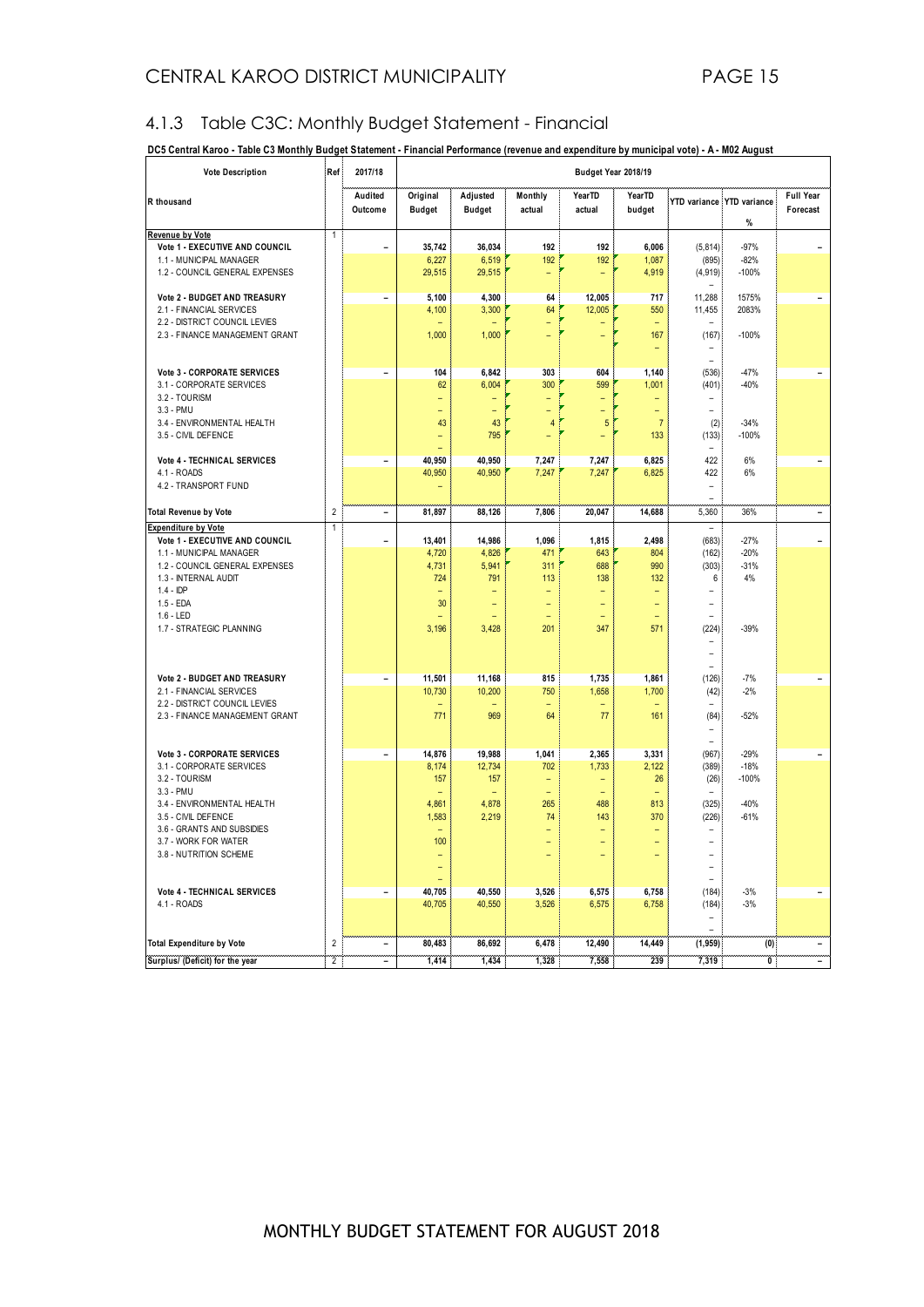## 4.1.3 Table C3C: Monthly Budget Statement - Financial

**DC5 Central Karoo - Table C3 Monthly Budget Statement - Financial Performance (revenue and expenditure by municipal vote) - A - M02 August**

| Vote Description | Ref | 2017/18 | Budget Year 2018/19 | | | | | | | |
|---|---|---|---|---|---|---|---|---|---|---|
| R thousand | | Audited Outcome | Original Budget | Adjusted Budget | Monthly actual | YearTD actual | YearTD budget | YTD variance | YTD variance % | Full Year Forecast |
| **Revenue by Vote** | 1 | | | | | | | | | |
| Vote 1 - EXECUTIVE AND COUNCIL | | – | 35,742 | 36,034 | 192 | 192 | 6,006 | (5,814) | -97% | – |
| 1.1 - MUNICIPAL MANAGER | | | 6,227 | 6,519 | 192 | 192 | 1,087 | (895) | -82% | |
| 1.2 - COUNCIL GENERAL EXPENSES | | | 29,515 | 29,515 | – | – | 4,919 | (4,919) | -100% | |
| | | | | | | | | – | | |
| Vote 2 - BUDGET AND TREASURY | | – | 5,100 | 4,300 | 64 | 12,005 | 717 | 11,288 | 1575% | – |
| 2.1 - FINANCIAL SERVICES | | | 4,100 | 3,300 | 64 | 12,005 | 550 | 11,455 | 2083% | |
| 2.2 - DISTRICT COUNCIL LEVIES | | | – | – | – | – | – | – | | |
| 2.3 - FINANCE MANAGEMENT GRANT | | | 1,000 | 1,000 | – | – | 167 | (167) | -100% | |
| | | | | | | | – | – | | |
| | | | | | | | | – | | |
| Vote 3 - CORPORATE SERVICES | | – | 104 | 6,842 | 303 | 604 | 1,140 | (536) | -47% | – |
| 3.1 - CORPORATE SERVICES | | | 62 | 6,004 | 300 | 599 | 1,001 | (401) | -40% | |
| 3.2 - TOURISM | | | – | – | – | – | – | – | | |
| 3.3 - PMU | | | – | – | – | – | – | – | | |
| 3.4 - ENVIRONMENTAL HEALTH | | | 43 | 43 | 4 | 5 | 7 | (2) | -34% | |
| 3.5 - CIVIL DEFENCE | | | – | 795 | – | – | 133 | (133) | -100% | |
| | | | – | | | | | – | | |
| Vote 4 - TECHNICAL SERVICES | | – | 40,950 | 40,950 | 7,247 | 7,247 | 6,825 | 422 | 6% | – |
| 4.1 - ROADS | | | 40,950 | 40,950 | 7,247 | 7,247 | 6,825 | 422 | 6% | |
| 4.2 - TRANSPORT FUND | | | – | | | | | – | | |
| | | | | | | | | – | | |
| **Total Revenue by Vote** | 2 | – | 81,897 | 88,126 | 7,806 | 20,047 | 14,688 | 5,360 | 36% | – |
| **Expenditure by Vote** | 1 | | | | | | | – | | |
| Vote 1 - EXECUTIVE AND COUNCIL | | – | 13,401 | 14,986 | 1,096 | 1,815 | 2,498 | (683) | -27% | – |
| 1.1 - MUNICIPAL MANAGER | | | 4,720 | 4,826 | 471 | 643 | 804 | (162) | -20% | |
| 1.2 - COUNCIL GENERAL EXPENSES | | | 4,731 | 5,941 | 311 | 688 | 990 | (303) | -31% | |
| 1.3 - INTERNAL AUDIT | | | 724 | 791 | 113 | 138 | 132 | 6 | 4% | |
| 1.4 - IDP | | | – | – | – | – | – | – | | |
| 1.5 - EDA | | | 30 | – | – | – | – | – | | |
| 1.6 - LED | | | – | – | – | – | – | – | | |
| 1.7 - STRATEGIC PLANNING | | | 3,196 | 3,428 | 201 | 347 | 571 | (224) | -39% | |
| | | | | | | | | – | | |
| | | | | | | | | – | | |
| | | | | | | | | – | | |
| Vote 2 - BUDGET AND TREASURY | | – | 11,501 | 11,168 | 815 | 1,735 | 1,861 | (126) | -7% | – |
| 2.1 - FINANCIAL SERVICES | | | 10,730 | 10,200 | 750 | 1,658 | 1,700 | (42) | -2% | |
| 2.2 - DISTRICT COUNCIL LEVIES | | | – | – | – | – | – | – | | |
| 2.3 - FINANCE MANAGEMENT GRANT | | | 771 | 969 | 64 | 77 | 161 | (84) | -52% | |
| | | | | | | | | – | | |
| | | | | | | | | – | | |
| Vote 3 - CORPORATE SERVICES | | – | 14,876 | 19,988 | 1,041 | 2,365 | 3,331 | (967) | -29% | – |
| 3.1 - CORPORATE SERVICES | | | 8,174 | 12,734 | 702 | 1,733 | 2,122 | (389) | -18% | |
| 3.2 - TOURISM | | | 157 | 157 | – | – | 26 | (26) | -100% | |
| 3.3 - PMU | | | – | – | – | – | – | – | | |
| 3.4 - ENVIRONMENTAL HEALTH | | | 4,861 | 4,878 | 265 | 488 | 813 | (325) | -40% | |
| 3.5 - CIVIL DEFENCE | | | 1,583 | 2,219 | 74 | 143 | 370 | (226) | -61% | |
| 3.6 - GRANTS AND SUBSIDIES | | | – | | – | – | – | – | | |
| 3.7 - WORK FOR WATER | | | 100 | | – | – | – | – | | |
| 3.8 - NUTRITION SCHEME | | | – | | – | – | – | – | | |
| | | | – | | | | | – | | |
| | | | – | | | | | – | | |
| Vote 4 - TECHNICAL SERVICES | | – | 40,705 | 40,550 | 3,526 | 6,575 | 6,758 | (184) | -3% | – |
| 4.1 - ROADS | | | 40,705 | 40,550 | 3,526 | 6,575 | 6,758 | (184) | -3% | |
| | | | | | | | | – | | |
| | | | | | | | | – | | |
| **Total Expenditure by Vote** | 2 | – | 80,483 | 86,692 | 6,478 | 12,490 | 14,449 | (1,959) | (0) | – |
| **Surplus/ (Deficit) for the year** | 2 | – | 1,414 | 1,434 | 1,328 | 7,558 | 239 | 7,319 | 0 | – |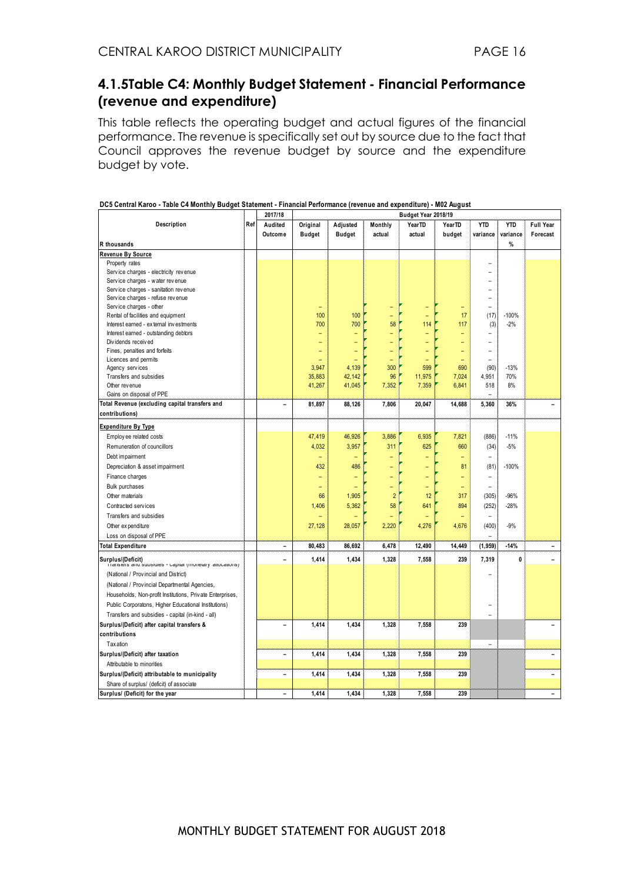## 4.1.5Table C4: Monthly Budget Statement - Financial Performance (revenue and expenditure)

This table reflects the operating budget and actual figures of the financial performance. The revenue is specifically set out by source due to the fact that Council approves the revenue budget by source and the expenditure budget by vote.

**DC5 Central Karoo - Table C4 Monthly Budget Statement - Financial Performance (revenue and expenditure) - M02 August**

| Description | Ref | 2017/18 | Budget Year 2018/19 | | | | | | | |
|---|---|---|---|---|---|---|---|---|---|---|
| | | Audited Outcome | Original Budget | Adjusted Budget | Monthly actual | YearTD actual | YearTD budget | YTD variance | YTD variance | Full Year Forecast |
| R thousands | | | | | | | | | % | |
| **Revenue By Source** | | | | | | | | | | |
| Property rates | | | | | | | | – | | |
| Service charges - electricity revenue | | | | | | | | – | | |
| Service charges - water revenue | | | | | | | | – | | |
| Service charges - sanitation revenue | | | | | | | | – | | |
| Service charges - refuse revenue | | | | | | | | – | | |
| Service charges - other | | | – | | – | – | – | – | | |
| Rental of facilities and equipment | | | 100 | 100 | – | – | 17 | (17) | -100% | |
| Interest earned - external investments | | | 700 | 700 | 58 | 114 | 117 | (3) | -2% | |
| Interest earned - outstanding debtors | | | – | – | – | – | – | – | | |
| Dividends received | | | – | – | – | – | – | – | | |
| Fines, penalties and forfeits | | | – | – | – | – | – | – | | |
| Licences and permits | | | – | – | – | – | – | – | | |
| Agency services | | | 3,947 | 4,139 | 300 | 599 | 690 | (90) | -13% | |
| Transfers and subsidies | | | 35,883 | 42,142 | 96 | 11,975 | 7,024 | 4,951 | 70% | |
| Other revenue | | | 41,267 | 41,045 | 7,352 | 7,359 | 6,841 | 518 | 8% | |
| Gains on disposal of PPE | | | | | | | | – | | |
| **Total Revenue (excluding capital transfers and contributions)** | | – | 81,897 | 88,126 | 7,806 | 20,047 | 14,688 | 5,360 | 36% | – |
| **Expenditure By Type** | | | | | | | | | | |
| Employee related costs | | | 47,419 | 46,926 | 3,886 | 6,935 | 7,821 | (886) | -11% | |
| Remuneration of councillors | | | 4,032 | 3,957 | 311 | 625 | 660 | (34) | -5% | |
| Debt impairment | | | – | – | – | – | – | – | | |
| Depreciation & asset impairment | | | 432 | 486 | – | – | 81 | (81) | -100% | |
| Finance charges | | | – | – | – | – | – | – | | |
| Bulk purchases | | | – | – | – | – | – | – | | |
| Other materials | | | 66 | 1,905 | 2 | 12 | 317 | (305) | -96% | |
| Contracted services | | | 1,406 | 5,362 | 58 | 641 | 894 | (252) | -28% | |
| Transfers and subsidies | | | – | – | – | – | – | – | | |
| Other expenditure | | | 27,128 | 28,057 | 2,220 | 4,276 | 4,676 | (400) | -9% | |
| Loss on disposal of PPE | | | | | | | | – | | |
| **Total Expenditure** | | – | 80,483 | 86,692 | 6,478 | 12,490 | 14,449 | (1,959) | -14% | – |
| **Surplus/(Deficit)** | | – | 1,414 | 1,434 | 1,328 | 7,558 | 239 | 7,319 | 0 | – |
| Transfers and subsidies - capital (monetary allocations) (National / Provincial and District) | | | | | | | | – | | |
| (National / Provincial Departmental Agencies, Households, Non-profit Institutions, Private Enterprises, Public Corporatons, Higher Educational Institutions) | | | | | | | | – | | |
| Transfers and subsidies - capital (in-kind - all) | | | | | | | | – | | |
| **Surplus/(Deficit) after capital transfers & contributions** | | – | 1,414 | 1,434 | 1,328 | 7,558 | 239 | | | – |
| Taxation | | | | | | | | – | | |
| **Surplus/(Deficit) after taxation** | | – | 1,414 | 1,434 | 1,328 | 7,558 | 239 | | | – |
| Attributable to minorities | | | | | | | | | | |
| **Surplus/(Deficit) attributable to municipality** | | – | 1,414 | 1,434 | 1,328 | 7,558 | 239 | | | – |
| Share of surplus/ (deficit) of associate | | | | | | | | | | |
| **Surplus/ (Deficit) for the year** | | – | 1,414 | 1,434 | 1,328 | 7,558 | 239 | | | – |

MONTHLY BUDGET STATEMENT FOR AUGUST 2018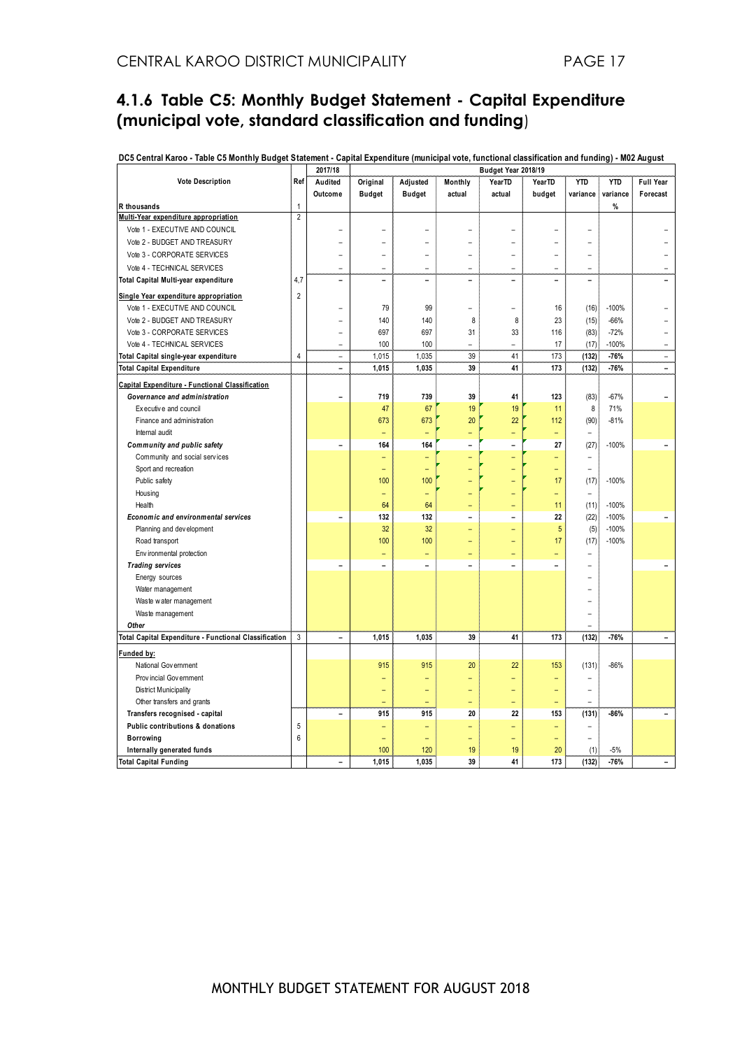## 4.1.6 Table C5: Monthly Budget Statement - Capital Expenditure (municipal vote, standard classification and funding)

**DC5 Central Karoo - Table C5 Monthly Budget Statement - Capital Expenditure (municipal vote, functional classification and funding) - M02 August**

| Vote Description | Ref | 2017/18 | Budget Year 2018/19 | | | | | | | |
|---|---|---|---|---|---|---|---|---|---|---|
| | | Audited Outcome | Original Budget | Adjusted Budget | Monthly actual | YearTD actual | YearTD budget | YTD variance | YTD variance | Full Year Forecast |
| R thousands | 1 | | | | | | | | % | |
| **Multi-Year expenditure appropriation** | 2 | | | | | | | | | |
| Vote 1 - EXECUTIVE AND COUNCIL | | – | – | – | – | – | – | – | | – |
| Vote 2 - BUDGET AND TREASURY | | – | – | – | – | – | – | – | | – |
| Vote 3 - CORPORATE SERVICES | | – | – | – | – | – | – | – | | – |
| Vote 4 - TECHNICAL SERVICES | | – | – | – | – | – | – | – | | – |
| **Total Capital Multi-year expenditure** | 4,7 | – | – | – | – | – | – | – | | – |
| **Single Year expenditure appropriation** | 2 | | | | | | | | | |
| Vote 1 - EXECUTIVE AND COUNCIL | | – | 79 | 99 | – | – | 16 | (16) | -100% | – |
| Vote 2 - BUDGET AND TREASURY | | – | 140 | 140 | 8 | 8 | 23 | (15) | -66% | – |
| Vote 3 - CORPORATE SERVICES | | – | 697 | 697 | 31 | 33 | 116 | (83) | -72% | – |
| Vote 4 - TECHNICAL SERVICES | | – | 100 | 100 | – | – | 17 | (17) | -100% | – |
| **Total Capital single-year expenditure** | 4 | – | 1,015 | 1,035 | 39 | 41 | 173 | (132) | -76% | – |
| **Total Capital Expenditure** | | – | 1,015 | 1,035 | 39 | 41 | 173 | (132) | -76% | – |
| **Capital Expenditure - Functional Classification** | | | | | | | | | | |
| ***Governance and administration*** | | – | 719 | 739 | 39 | 41 | 123 | (83) | -67% | – |
| Executive and council | | | 47 | 67 | 19 | 19 | 11 | 8 | 71% | |
| Finance and administration | | | 673 | 673 | 20 | 22 | 112 | (90) | -81% | |
| Internal audit | | | – | – | – | – | – | – | | |
| ***Community and public safety*** | | – | 164 | 164 | – | – | 27 | (27) | -100% | – |
| Community and social services | | | – | – | – | – | – | – | | |
| Sport and recreation | | | – | – | – | – | – | – | | |
| Public safety | | | 100 | 100 | – | – | 17 | (17) | -100% | |
| Housing | | | – | – | – | – | – | – | | |
| Health | | | 64 | 64 | – | – | 11 | (11) | -100% | |
| ***Economic and environmental services*** | | – | 132 | 132 | – | – | 22 | (22) | -100% | – |
| Planning and development | | | 32 | 32 | – | – | 5 | (5) | -100% | |
| Road transport | | | 100 | 100 | – | – | 17 | (17) | -100% | |
| Environmental protection | | | – | – | – | – | – | – | | |
| ***Trading services*** | | – | – | – | – | – | – | – | | – |
| Energy sources | | | | | | | | – | | |
| Water management | | | | | | | | – | | |
| Waste water management | | | | | | | | – | | |
| Waste management | | | | | | | | – | | |
| ***Other*** | | | | | | | | – | | |
| **Total Capital Expenditure - Functional Classification** | 3 | – | 1,015 | 1,035 | 39 | 41 | 173 | (132) | -76% | – |
| **Funded by:** | | | | | | | | | | |
| National Government | | | 915 | 915 | 20 | 22 | 153 | (131) | -86% | |
| Provincial Government | | | – | – | – | – | – | – | | |
| District Municipality | | | – | – | – | – | – | – | | |
| Other transfers and grants | | | – | – | – | – | – | – | | |
| **Transfers recognised - capital** | | – | 915 | 915 | 20 | 22 | 153 | (131) | -86% | – |
| **Public contributions & donations** | 5 | | – | – | – | – | – | – | | |
| **Borrowing** | 6 | | – | – | – | – | – | – | | |
| **Internally generated funds** | | | 100 | 120 | 19 | 19 | 20 | (1) | -5% | |
| **Total Capital Funding** | | – | 1,015 | 1,035 | 39 | 41 | 173 | (132) | -76% | – |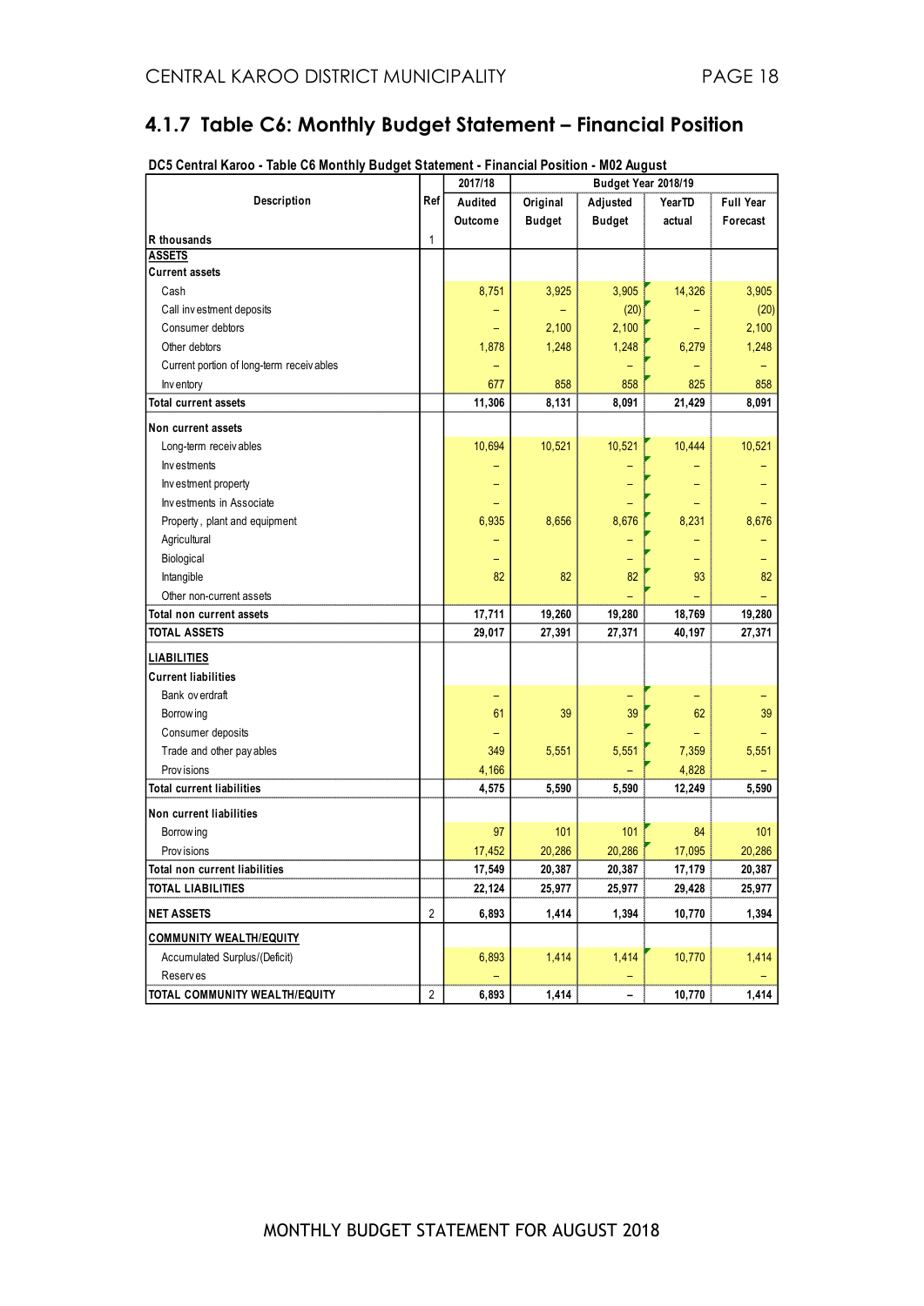## 4.1.7 Table C6: Monthly Budget Statement – Financial Position

DC5 Central Karoo - Table C6 Monthly Budget Statement - Financial Position - M02 August

| Description | Ref | 2017/18 | Budget Year 2018/19 | | | |
|---|---|---|---|---|---|---|
| | | Audited Outcome | Original Budget | Adjusted Budget | YearTD actual | Full Year Forecast |
| R thousands | 1 | | | | | |
| **ASSETS** | | | | | | |
| **Current assets** | | | | | | |
| Cash | | 8,751 | 3,925 | 3,905 | 14,326 | 3,905 |
| Call investment deposits | | – | – | (20) | – | (20) |
| Consumer debtors | | – | 2,100 | 2,100 | – | 2,100 |
| Other debtors | | 1,878 | 1,248 | 1,248 | 6,279 | 1,248 |
| Current portion of long-term receivables | | – | | – | – | – |
| Inventory | | 677 | 858 | 858 | 825 | 858 |
| **Total current assets** | | **11,306** | **8,131** | **8,091** | **21,429** | **8,091** |
| **Non current assets** | | | | | | |
| Long-term receivables | | 10,694 | 10,521 | 10,521 | 10,444 | 10,521 |
| Investments | | – | | – | – | – |
| Investment property | | – | | – | – | – |
| Investments in Associate | | – | | – | – | – |
| Property, plant and equipment | | 6,935 | 8,656 | 8,676 | 8,231 | 8,676 |
| Agricultural | | – | | – | – | – |
| Biological | | – | | – | – | – |
| Intangible | | 82 | 82 | 82 | 93 | 82 |
| Other non-current assets | | | | – | – | – |
| **Total non current assets** | | **17,711** | **19,260** | **19,280** | **18,769** | **19,280** |
| **TOTAL ASSETS** | | **29,017** | **27,391** | **27,371** | **40,197** | **27,371** |
| **LIABILITIES** | | | | | | |
| **Current liabilities** | | | | | | |
| Bank overdraft | | – | | – | – | – |
| Borrowing | | 61 | 39 | 39 | 62 | 39 |
| Consumer deposits | | – | | – | – | – |
| Trade and other payables | | 349 | 5,551 | 5,551 | 7,359 | 5,551 |
| Provisions | | 4,166 | | – | 4,828 | – |
| **Total current liabilities** | | **4,575** | **5,590** | **5,590** | **12,249** | **5,590** |
| **Non current liabilities** | | | | | | |
| Borrowing | | 97 | 101 | 101 | 84 | 101 |
| Provisions | | 17,452 | 20,286 | 20,286 | 17,095 | 20,286 |
| **Total non current liabilities** | | **17,549** | **20,387** | **20,387** | **17,179** | **20,387** |
| **TOTAL LIABILITIES** | | **22,124** | **25,977** | **25,977** | **29,428** | **25,977** |
| **NET ASSETS** | 2 | **6,893** | **1,414** | **1,394** | **10,770** | **1,394** |
| **COMMUNITY WEALTH/EQUITY** | | | | | | |
| Accumulated Surplus/(Deficit) | | 6,893 | 1,414 | 1,414 | 10,770 | 1,414 |
| Reserves | | – | | – | | – |
| **TOTAL COMMUNITY WEALTH/EQUITY** | 2 | **6,893** | **1,414** | **–** | **10,770** | **1,414** |

MONTHLY BUDGET STATEMENT FOR AUGUST 2018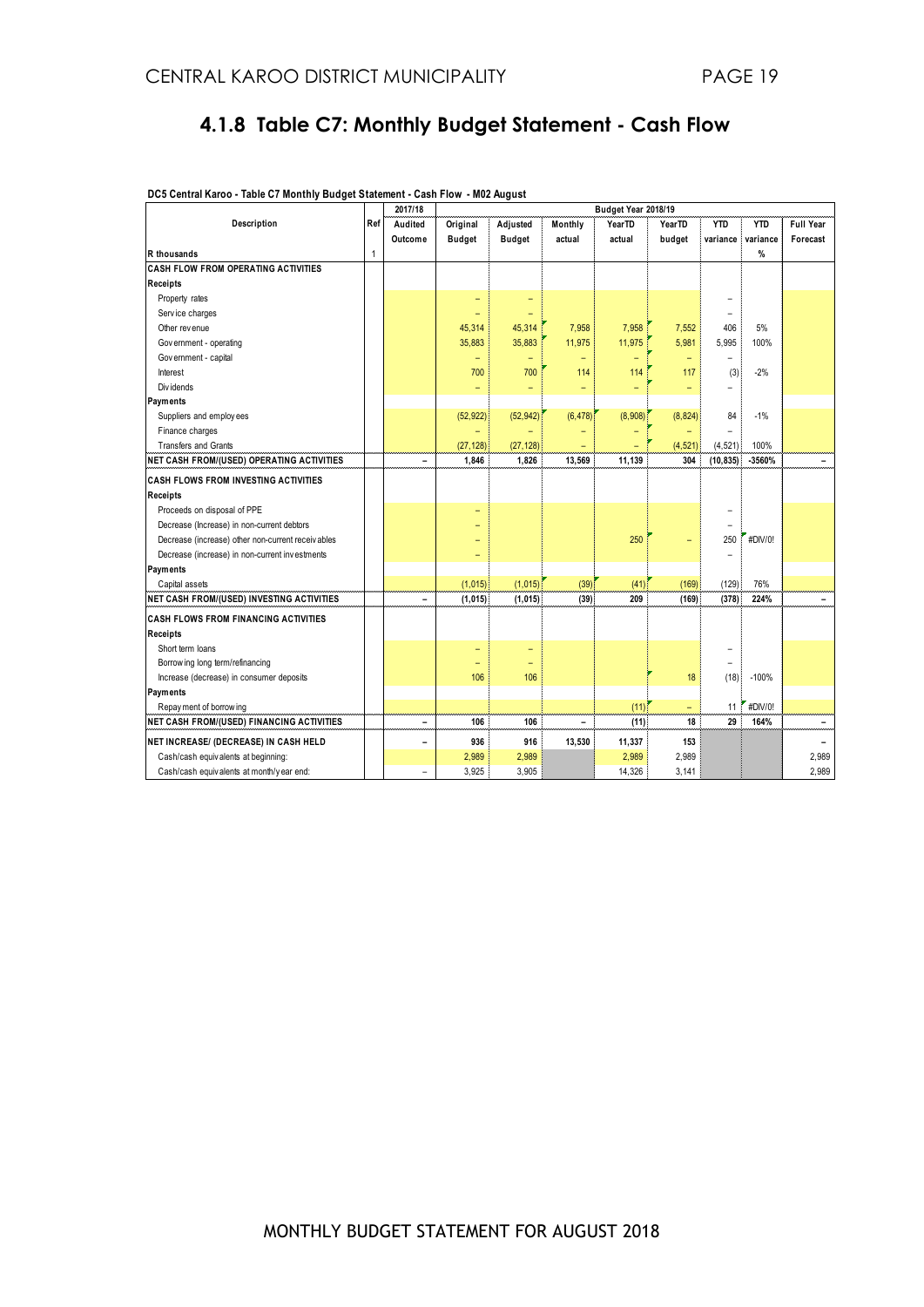## 4.1.8 Table C7: Monthly Budget Statement - Cash Flow

DC5 Central Karoo - Table C7 Monthly Budget Statement - Cash Flow - M02 August

| Description | Ref | 2017/18 | Budget Year 2018/19 | | | | | | | |
|---|---|---|---|---|---|---|---|---|---|---|
| | | Audited Outcome | Original Budget | Adjusted Budget | Monthly actual | YearTD actual | YearTD budget | YTD variance | YTD variance | Full Year Forecast |
| R thousands | 1 | | | | | | | | % | |
| **CASH FLOW FROM OPERATING ACTIVITIES** | | | | | | | | | | |
| **Receipts** | | | | | | | | | | |
| Property rates | | | – | – | | | | – | | |
| Service charges | | | – | – | | | | – | | |
| Other revenue | | | 45,314 | 45,314 | 7,958 | 7,958 | 7,552 | 406 | 5% | |
| Government - operating | | | 35,883 | 35,883 | 11,975 | 11,975 | 5,981 | 5,995 | 100% | |
| Government - capital | | | – | – | – | – | – | – | | |
| Interest | | | 700 | 700 | 114 | 114 | 117 | (3) | -2% | |
| Dividends | | | – | – | – | – | – | – | | |
| **Payments** | | | | | | | | | | |
| Suppliers and employees | | | (52,922) | (52,942) | (6,478) | (8,908) | (8,824) | 84 | -1% | |
| Finance charges | | | – | – | – | – | – | – | | |
| Transfers and Grants | | | (27,128) | (27,128) | – | – | (4,521) | (4,521) | 100% | |
| **NET CASH FROM/(USED) OPERATING ACTIVITIES** | | **–** | **1,846** | **1,826** | **13,569** | **11,139** | **304** | **(10,835)** | **-3560%** | **–** |
| **CASH FLOWS FROM INVESTING ACTIVITIES** | | | | | | | | | | |
| **Receipts** | | | | | | | | | | |
| Proceeds on disposal of PPE | | | – | | | | | – | | |
| Decrease (Increase) in non-current debtors | | | – | | | | | – | | |
| Decrease (increase) other non-current receivables | | | – | | | 250 | – | 250 | #DIV/0! | |
| Decrease (increase) in non-current investments | | | – | | | | | – | | |
| **Payments** | | | | | | | | | | |
| Capital assets | | | (1,015) | (1,015) | (39) | (41) | (169) | (129) | 76% | |
| **NET CASH FROM/(USED) INVESTING ACTIVITIES** | | **–** | **(1,015)** | **(1,015)** | **(39)** | **209** | **(169)** | **(378)** | **224%** | **–** |
| **CASH FLOWS FROM FINANCING ACTIVITIES** | | | | | | | | | | |
| **Receipts** | | | | | | | | | | |
| Short term loans | | | – | – | | | | – | | |
| Borrowing long term/refinancing | | | – | – | | | | – | | |
| Increase (decrease) in consumer deposits | | | 106 | 106 | | | 18 | (18) | -100% | |
| **Payments** | | | | | | | | | | |
| Repayment of borrowing | | | | | | (11) | – | 11 | #DIV/0! | |
| **NET CASH FROM/(USED) FINANCING ACTIVITIES** | | **–** | **106** | **106** | **–** | **(11)** | **18** | **29** | **164%** | **–** |
| **NET INCREASE/ (DECREASE) IN CASH HELD** | | **–** | **936** | **916** | **13,530** | **11,337** | **153** | | | **–** |
| Cash/cash equivalents at beginning: | | | 2,989 | 2,989 | | 2,989 | 2,989 | | | 2,989 |
| Cash/cash equivalents at month/year end: | | – | 3,925 | 3,905 | | 14,326 | 3,141 | | | 2,989 |

MONTHLY BUDGET STATEMENT FOR AUGUST 2018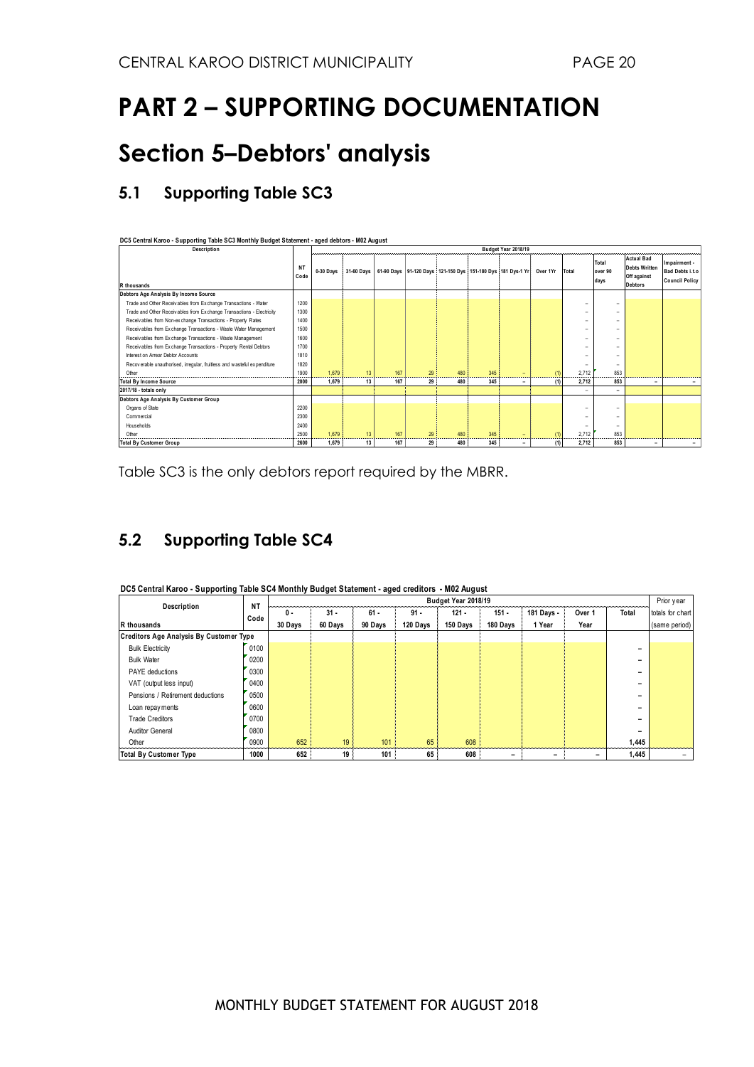# PART 2 – SUPPORTING DOCUMENTATION

# Section 5–Debtors' analysis

## 5.1 Supporting Table SC3

**DC5 Central Karoo - Supporting Table SC3 Monthly Budget Statement - aged debtors - M02 August**

| Description | NT Code | Budget Year 2018/19 | | | | | | | | | | | |
|---|---|---|---|---|---|---|---|---|---|---|---|---|---|
| R thousands | | 0-30 Days | 31-60 Days | 61-90 Days | 91-120 Days | 121-150 Dys | 151-180 Dys | 181 Dys-1 Yr | Over 1Yr | Total | Total over 90 days | Actual Bad Debts Written Off against Debtors | Impairment - Bad Debts i.t.o Council Policy |
| **Debtors Age Analysis By Income Source** | | | | | | | | | | | | | |
| Trade and Other Receivables from Exchange Transactions - Water | 1200 | | | | | | | | | – | – | | |
| Trade and Other Receivables from Exchange Transactions - Electricity | 1300 | | | | | | | | | – | – | | |
| Receivables from Non-exchange Transactions - Property Rates | 1400 | | | | | | | | | – | – | | |
| Receivables from Exchange Transactions - Waste Water Management | 1500 | | | | | | | | | – | – | | |
| Receivables from Exchange Transactions - Waste Management | 1600 | | | | | | | | | – | – | | |
| Receivables from Exchange Transactions - Property Rental Debtors | 1700 | | | | | | | | | – | – | | |
| Interest on Arrear Debtor Accounts | 1810 | | | | | | | | | – | – | | |
| Recoverable unauthorised, irregular, fruitless and wasteful expenditure | 1820 | | | | | | | | | – | – | | |
| Other | 1900 | 1,679 | 13 | 167 | 29 | 480 | 345 | – | (1) | 2,712 | 853 | | |
| **Total By Income Source** | **2000** | **1,679** | **13** | **167** | **29** | **480** | **345** | **–** | **(1)** | **2,712** | **853** | **–** | **–** |
| **2017/18 - totals only** | | | | | | | | | | – | – | | |
| **Debtors Age Analysis By Customer Group** | | | | | | | | | | | | | |
| Organs of State | 2200 | | | | | | | | | – | – | | |
| Commercial | 2300 | | | | | | | | | – | – | | |
| Households | 2400 | | | | | | | | | – | – | | |
| Other | 2500 | 1,679 | 13 | 167 | 29 | 480 | 345 | – | (1) | 2,712 | 853 | | |
| **Total By Customer Group** | **2600** | **1,679** | **13** | **167** | **29** | **480** | **345** | **–** | **(1)** | **2,712** | **853** | **–** | **–** |

Table SC3 is the only debtors report required by the MBRR.

## 5.2 Supporting Table SC4

**DC5 Central Karoo - Supporting Table SC4 Monthly Budget Statement - aged creditors - M02 August**

| Description | NT Code | Budget Year 2018/19 | | | | | | | | | Prior year |
|---|---|---|---|---|---|---|---|---|---|---|---|
| R thousands | | 0 - 30 Days | 31 - 60 Days | 61 - 90 Days | 91 - 120 Days | 121 - 150 Days | 151 - 180 Days | 181 Days - 1 Year | Over 1 Year | Total | totals for chart (same period) |
| **Creditors Age Analysis By Customer Type** | | | | | | | | | | | |
| Bulk Electricity | 0100 | | | | | | | | | – | |
| Bulk Water | 0200 | | | | | | | | | – | |
| PAYE deductions | 0300 | | | | | | | | | – | |
| VAT (output less input) | 0400 | | | | | | | | | – | |
| Pensions / Retirement deductions | 0500 | | | | | | | | | – | |
| Loan repayments | 0600 | | | | | | | | | – | |
| Trade Creditors | 0700 | | | | | | | | | – | |
| Auditor General | 0800 | | | | | | | | | – | |
| Other | 0900 | 652 | 19 | 101 | 65 | 608 | | | | 1,445 | |
| **Total By Customer Type** | **1000** | **652** | **19** | **101** | **65** | **608** | **–** | **–** | **–** | **1,445** | **–** |

MONTHLY BUDGET STATEMENT FOR AUGUST 2018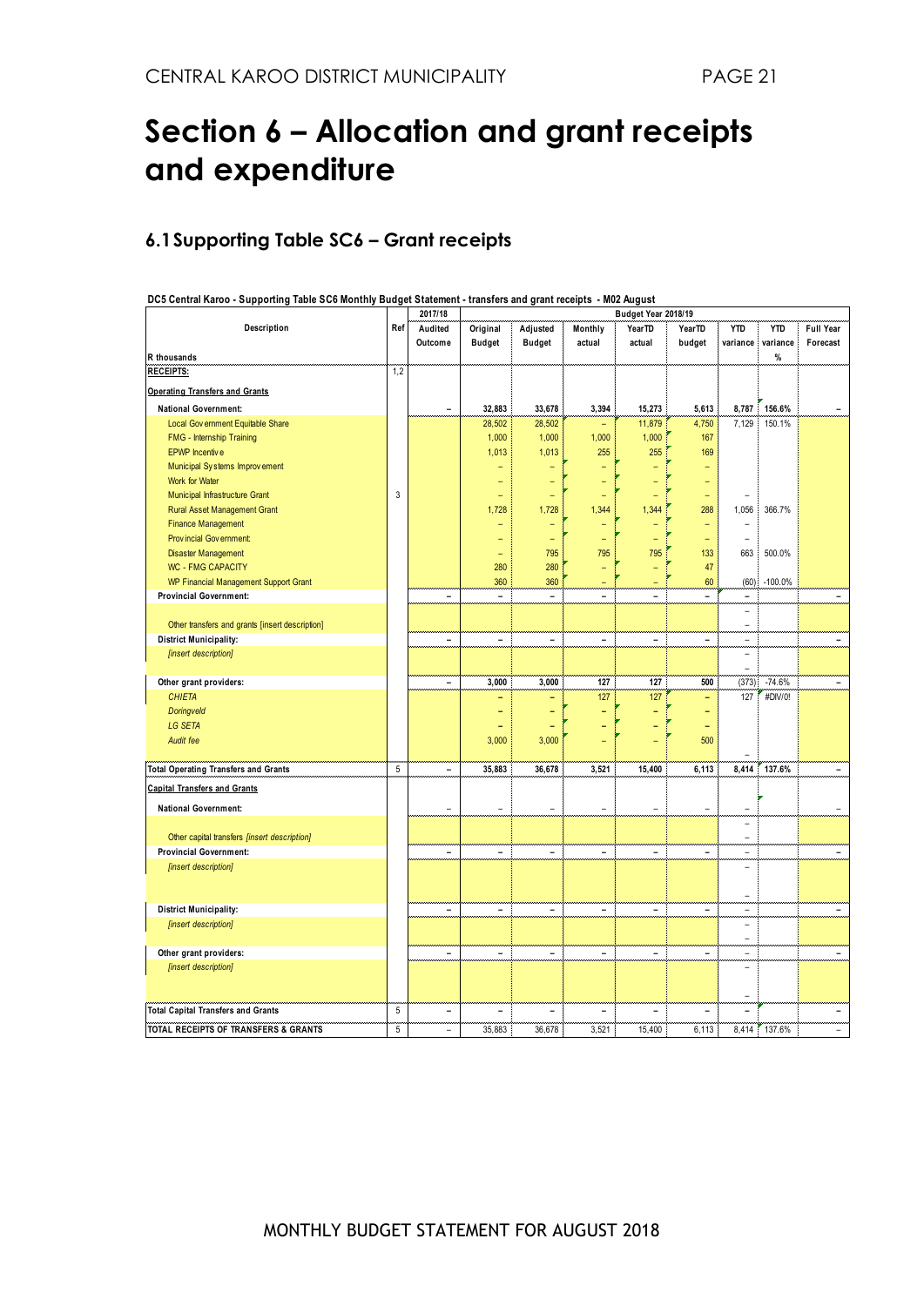# Section 6 – Allocation and grant receipts and expenditure

## 6.1 Supporting Table SC6 – Grant receipts

**DC5 Central Karoo - Supporting Table SC6 Monthly Budget Statement - transfers and grant receipts - M02 August**

| Description | Ref | 2017/18 | Budget Year 2018/19 | | | | | | | |
|---|---|---|---|---|---|---|---|---|---|---|
| | | Audited Outcome | Original Budget | Adjusted Budget | Monthly actual | YearTD actual | YearTD budget | YTD variance | YTD variance | Full Year Forecast |
| R thousands | | | | | | | | | % | |
| **RECEIPTS:** | 1,2 | | | | | | | | | |
| **Operating Transfers and Grants** | | | | | | | | | | |
| **National Government:** | | – | 32,883 | 33,678 | 3,394 | 15,273 | 5,613 | 8,787 | 156.6% | – |
| Local Government Equitable Share | | | 28,502 | 28,502 | – | 11,879 | 4,750 | 7,129 | 150.1% | |
| FMG - Internship Training | | | 1,000 | 1,000 | 1,000 | 1,000 | 167 | | | |
| EPWP Incentive | | | 1,013 | 1,013 | 255 | 255 | 169 | | | |
| Municipal Systems Improvement | | | – | – | – | – | – | | | |
| Work for Water | | | – | – | – | – | – | | | |
| Municipal Infrastructure Grant | 3 | | – | – | – | – | – | – | | |
| Rural Asset Management Grant | | | 1,728 | 1,728 | 1,344 | 1,344 | 288 | 1,056 | 366.7% | |
| Finance Management | | | – | – | – | – | – | – | | |
| Provincial Government: | | | – | – | – | – | – | – | | |
| Disaster Management | | | – | 795 | 795 | 795 | 133 | 663 | 500.0% | |
| WC - FMG CAPACITY | | | 280 | 280 | – | – | 47 | | | |
| WP Financial Management Support Grant | | | 360 | 360 | – | – | 60 | (60) | -100.0% | |
| **Provincial Government:** | | – | – | – | – | – | – | – | | – |
| | | | | | | | | – | | |
| Other transfers and grants [insert description] | | | | | | | | – | | |
| **District Municipality:** | | – | – | – | – | – | – | – | | – |
| *[insert description]* | | | | | | | | – | | |
| | | | | | | | | – | | |
| **Other grant providers:** | | – | 3,000 | 3,000 | 127 | 127 | 500 | (373) | -74.6% | – |
| *CHIETA* | | | – | – | 127 | 127 | – | 127 | #DIV/0! | |
| *Doringveld* | | | – | – | – | – | – | | | |
| *LG SETA* | | | – | – | – | – | – | | | |
| *Audit fee* | | | 3,000 | 3,000 | – | – | 500 | | | |
| | | | | | | | | – | | |
| **Total Operating Transfers and Grants** | 5 | – | 35,883 | 36,678 | 3,521 | 15,400 | 6,113 | 8,414 | 137.6% | – |
| **Capital Transfers and Grants** | | | | | | | | | | |
| **National Government:** | | – | – | – | – | – | – | – | | – |
| | | | | | | | | – | | |
| Other capital transfers *[insert description]* | | | | | | | | – | | |
| **Provincial Government:** | | – | – | – | – | – | – | – | | – |
| *[insert description]* | | | | | | | | – | | |
| | | | | | | | | – | | |
| **District Municipality:** | | – | – | – | – | – | – | – | | – |
| *[insert description]* | | | | | | | | – | | |
| | | | | | | | | – | | |
| **Other grant providers:** | | – | – | – | – | – | – | – | | – |
| *[insert description]* | | | | | | | | – | | |
| | | | | | | | | – | | |
| **Total Capital Transfers and Grants** | 5 | – | – | – | – | – | – | – | | – |
| **TOTAL RECEIPTS OF TRANSFERS & GRANTS** | 5 | – | 35,883 | 36,678 | 3,521 | 15,400 | 6,113 | 8,414 | 137.6% | – |

MONTHLY BUDGET STATEMENT FOR AUGUST 2018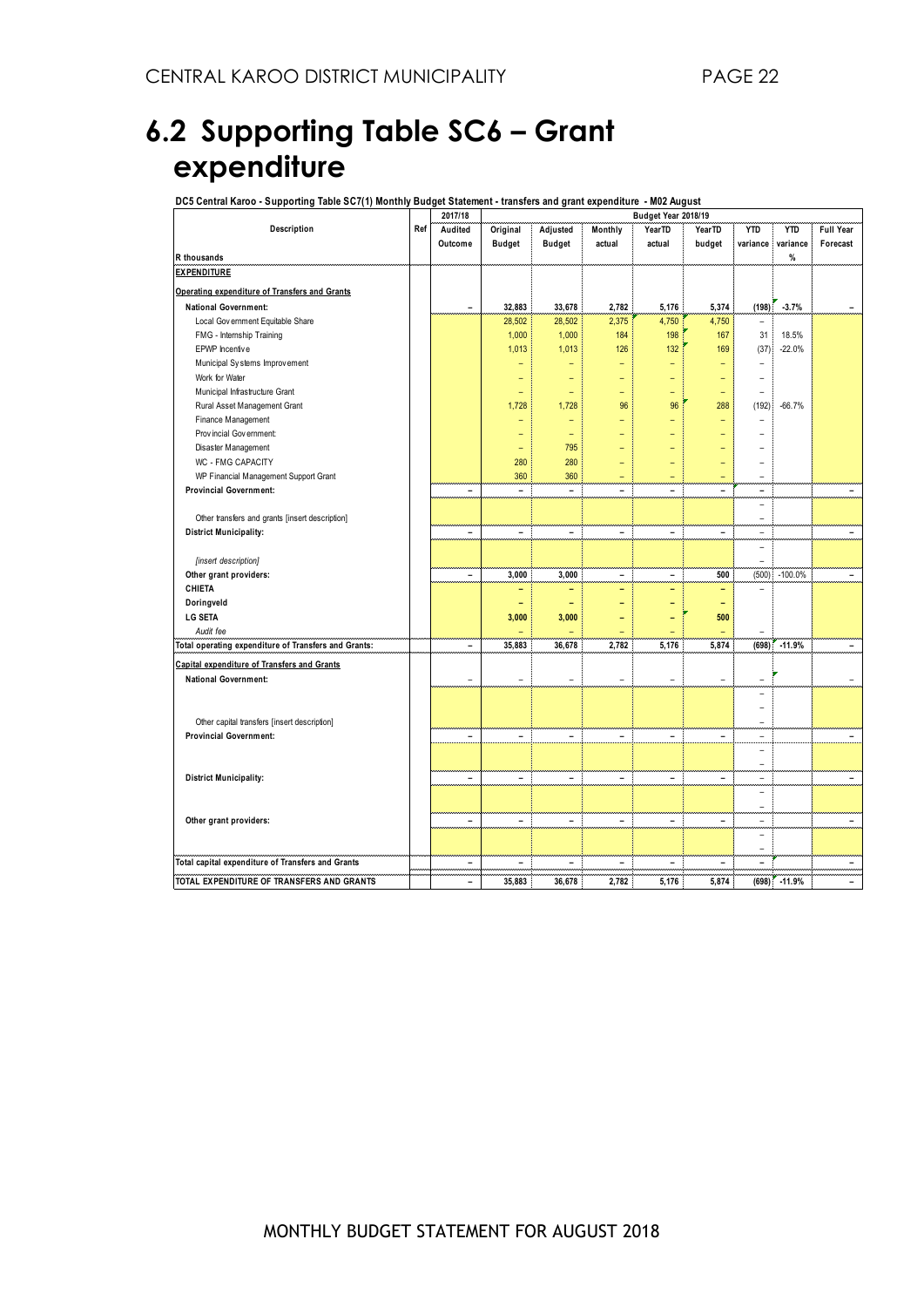# 6.2 Supporting Table SC6 – Grant expenditure

**DC5 Central Karoo - Supporting Table SC7(1) Monthly Budget Statement - transfers and grant expenditure - M02 August**

| Description | Ref | 2017/18 | Budget Year 2018/19 | | | | | | | |
|---|---|---|---|---|---|---|---|---|---|---|
| | | Audited Outcome | Original Budget | Adjusted Budget | Monthly actual | YearTD actual | YearTD budget | YTD variance | YTD variance % | Full Year Forecast |
| R thousands | | | | | | | | | | |
| **EXPENDITURE** | | | | | | | | | | |
| Operating expenditure of Transfers and Grants | | | | | | | | | | |
| **National Government:** | | – | 32,883 | 33,678 | 2,782 | 5,176 | 5,374 | (198) | -3.7% | – |
| Local Government Equitable Share | | | 28,502 | 28,502 | 2,375 | 4,750 | 4,750 | – | | |
| FMG - Internship Training | | | 1,000 | 1,000 | 184 | 198 | 167 | 31 | 18.5% | |
| EPWP Incentive | | | 1,013 | 1,013 | 126 | 132 | 169 | (37) | -22.0% | |
| Municipal Systems Improvement | | | – | – | – | – | – | – | | |
| Work for Water | | | – | – | – | – | – | – | | |
| Municipal Infrastructure Grant | | | – | – | – | – | – | – | | |
| Rural Asset Management Grant | | | 1,728 | 1,728 | 96 | 96 | 288 | (192) | -66.7% | |
| Finance Management | | | – | – | – | – | – | – | | |
| Provincial Government: | | | – | – | – | – | – | – | | |
| Disaster Management | | | – | 795 | – | – | – | – | | |
| WC - FMG CAPACITY | | | 280 | 280 | – | – | – | – | | |
| WP Financial Management Support Grant | | | 360 | 360 | – | – | – | – | | |
| **Provincial Government:** | | – | – | – | – | – | – | – | | – |
| | | | | | | | | – | | |
| Other transfers and grants [insert description] | | | | | | | | – | | |
| **District Municipality:** | | – | – | – | – | – | – | – | | – |
| | | | | | | | | – | | |
| *[insert description]* | | | | | | | | – | | |
| **Other grant providers:** | | – | 3,000 | 3,000 | – | – | 500 | (500) | -100.0% | – |
| **CHIETA** | | | – | – | – | – | – | – | | |
| **Doringveld** | | | – | – | – | – | – | | | |
| **LG SETA** | | | 3,000 | 3,000 | – | – | 500 | | | |
| *Audit fee* | | | – | – | – | – | – | – | | |
| **Total operating expenditure of Transfers and Grants:** | | – | 35,883 | 36,678 | 2,782 | 5,176 | 5,874 | (698) | -11.9% | – |
| Capital expenditure of Transfers and Grants | | | | | | | | | | |
| **National Government:** | | – | – | – | – | – | – | – | | – |
| | | | | | | | | – | | |
| | | | | | | | | – | | |
| Other capital transfers [insert description] | | | | | | | | – | | |
| **Provincial Government:** | | – | – | – | – | – | – | – | | – |
| | | | | | | | | – | | |
| | | | | | | | | – | | |
| **District Municipality:** | | – | – | – | – | – | – | – | | – |
| | | | | | | | | – | | |
| | | | | | | | | – | | |
| **Other grant providers:** | | – | – | – | – | – | – | – | | – |
| | | | | | | | | – | | |
| | | | | | | | | – | | |
| **Total capital expenditure of Transfers and Grants** | | – | – | – | – | – | – | – | | – |
| **TOTAL EXPENDITURE OF TRANSFERS AND GRANTS** | | – | 35,883 | 36,678 | 2,782 | 5,176 | 5,874 | (698) | -11.9% | – |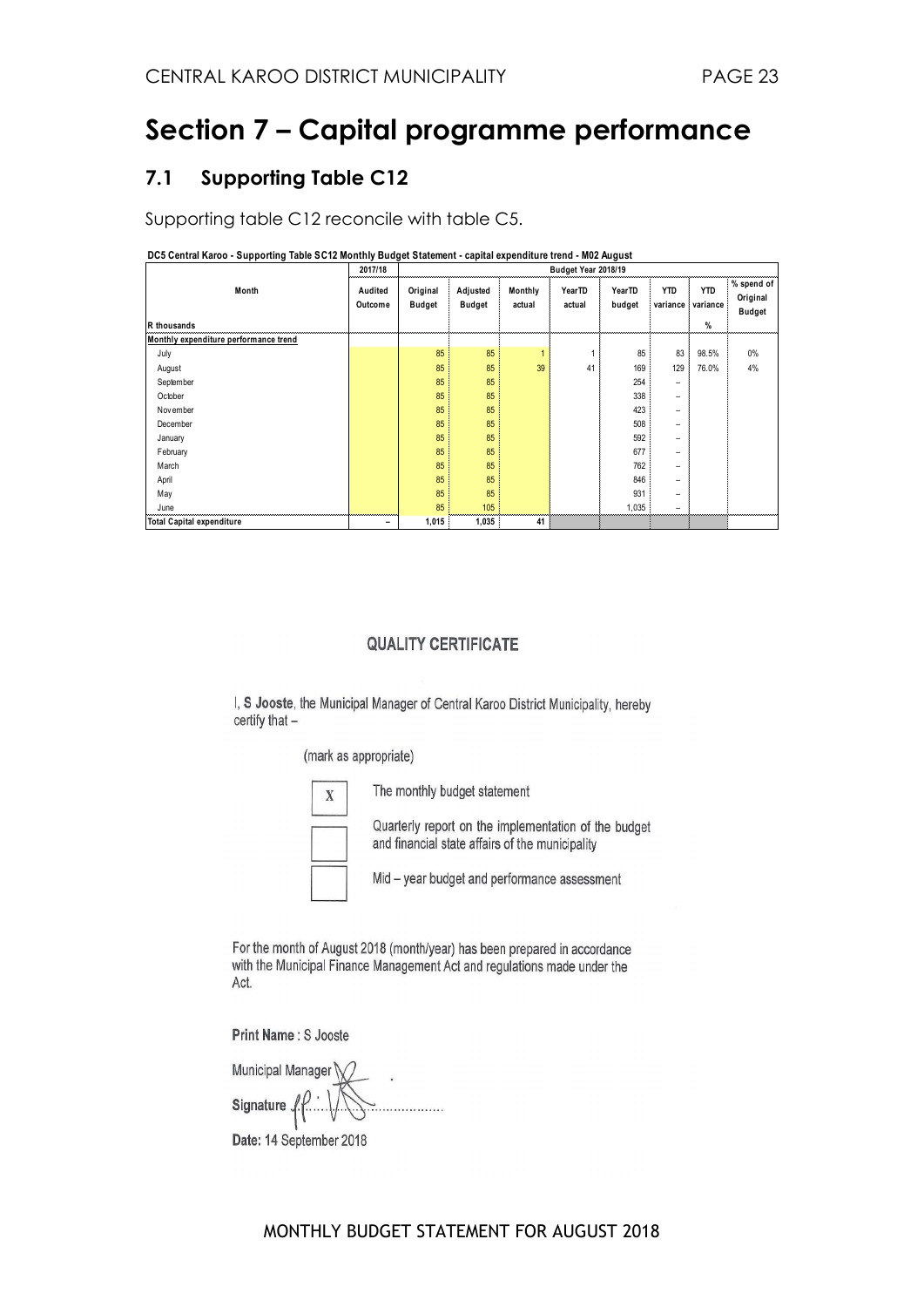# Section 7 – Capital programme performance

## 7.1 Supporting Table C12

Supporting table C12 reconcile with table C5.

**DC5 Central Karoo - Supporting Table SC12 Monthly Budget Statement - capital expenditure trend - M02 August**

| Month | 2017/18 | Budget Year 2018/19 | | | | | | | |
|---|---|---|---|---|---|---|---|---|---|
| | Audited Outcome | Original Budget | Adjusted Budget | Monthly actual | YearTD actual | YearTD budget | YTD variance | YTD variance | % spend of Original Budget |
| R thousands | | | | | | | | % | |
| **Monthly expenditure performance trend** | | | | | | | | | |
| July | | 85 | 85 | 1 | 1 | 85 | 83 | 98.5% | 0% |
| August | | 85 | 85 | 39 | 41 | 169 | 129 | 76.0% | 4% |
| September | | 85 | 85 | | | 254 | – | | |
| October | | 85 | 85 | | | 338 | – | | |
| November | | 85 | 85 | | | 423 | – | | |
| December | | 85 | 85 | | | 508 | – | | |
| January | | 85 | 85 | | | 592 | – | | |
| February | | 85 | 85 | | | 677 | – | | |
| March | | 85 | 85 | | | 762 | – | | |
| April | | 85 | 85 | | | 846 | – | | |
| May | | 85 | 85 | | | 931 | – | | |
| June | | 85 | 105 | | | 1,035 | – | | |
| **Total Capital expenditure** | – | 1,015 | 1,035 | 41 | | | | | |

## QUALITY CERTIFICATE

I, **S Jooste**, the Municipal Manager of Central Karoo District Municipality, hereby certify that –

(mark as appropriate)

- [X] The monthly budget statement
- [ ] Quarterly report on the implementation of the budget and financial state affairs of the municipality
- [ ] Mid – year budget and performance assessment

For the month of August 2018 (month/year) has been prepared in accordance with the Municipal Finance Management Act and regulations made under the Act.

**Print Name** : S Jooste

Municipal Manager

**Signature** ..............................

**Date:** 14 September 2018

MONTHLY BUDGET STATEMENT FOR AUGUST 2018